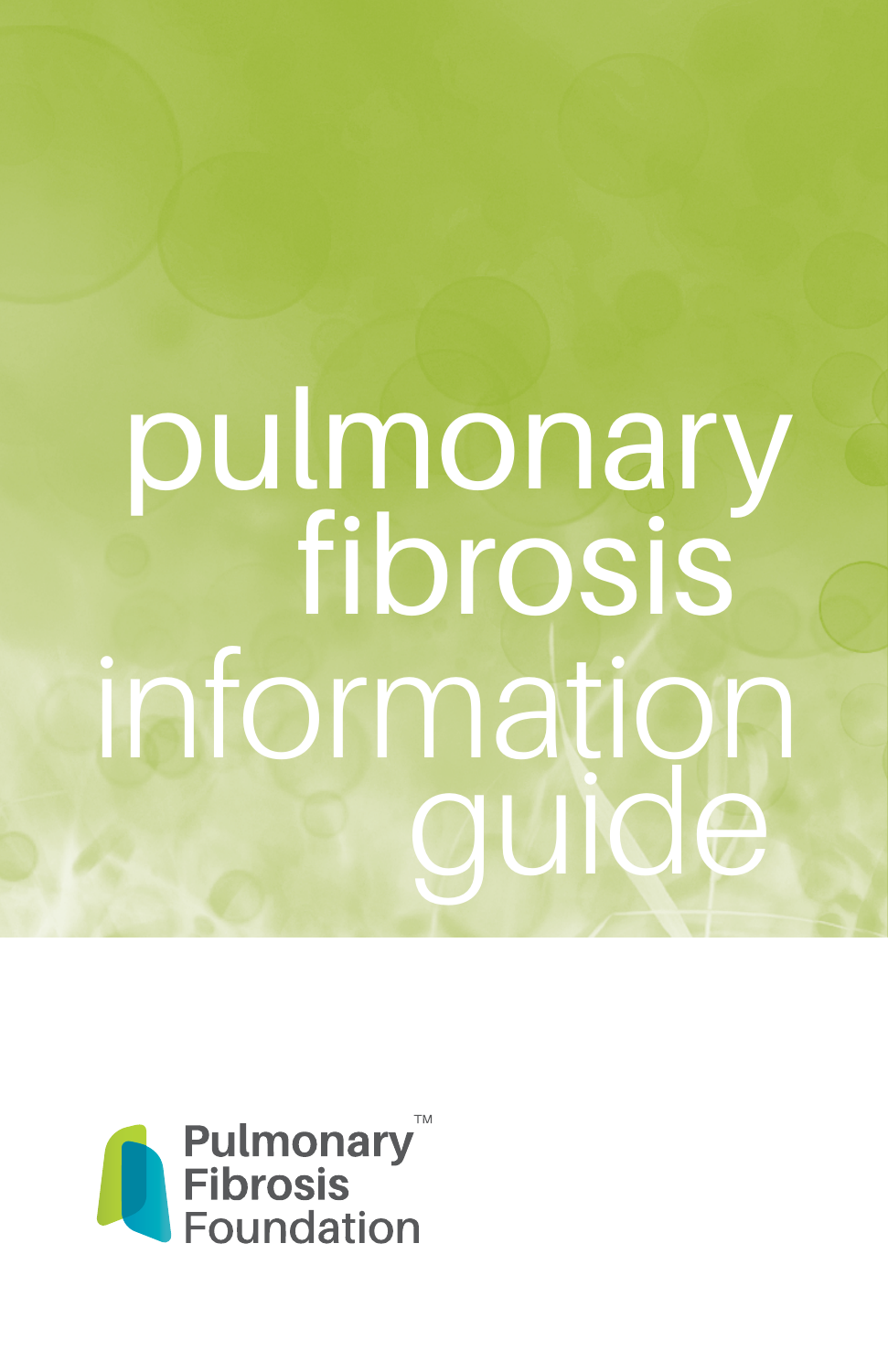# pulmonary fibrosis information guide

Pulmonary Fibrosis Foundation™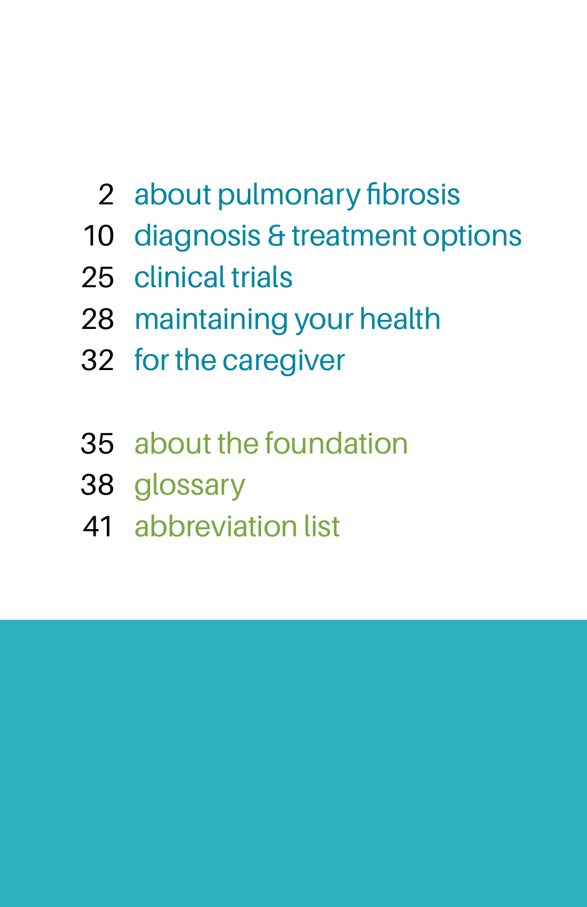2 about pulmonary fibrosis
10 diagnosis & treatment options
25 clinical trials
28 maintaining your health
32 for the caregiver

35 about the foundation
38 glossary
41 abbreviation list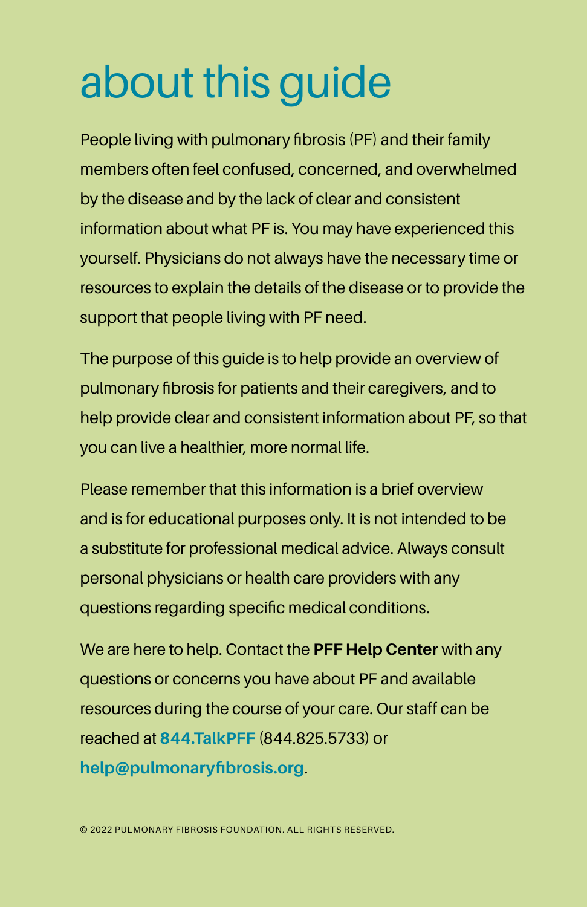# about this guide

People living with pulmonary fibrosis (PF) and their family members often feel confused, concerned, and overwhelmed by the disease and by the lack of clear and consistent information about what PF is. You may have experienced this yourself. Physicians do not always have the necessary time or resources to explain the details of the disease or to provide the support that people living with PF need.

The purpose of this guide is to help provide an overview of pulmonary fibrosis for patients and their caregivers, and to help provide clear and consistent information about PF, so that you can live a healthier, more normal life.

Please remember that this information is a brief overview and is for educational purposes only. It is not intended to be a substitute for professional medical advice. Always consult personal physicians or health care providers with any questions regarding specific medical conditions.

We are here to help. Contact the **PFF Help Center** with any questions or concerns you have about PF and available resources during the course of your care. Our staff can be reached at **844.TalkPFF** (844.825.5733) or **help@pulmonaryfibrosis.org**.

© 2022 PULMONARY FIBROSIS FOUNDATION. ALL RIGHTS RESERVED.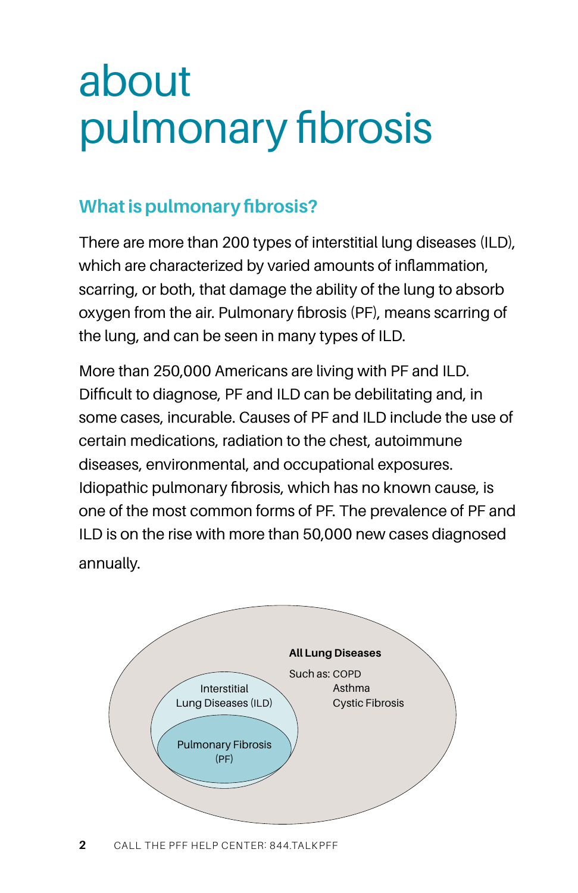# about pulmonary fibrosis

## What is pulmonary fibrosis?

There are more than 200 types of interstitial lung diseases (ILD), which are characterized by varied amounts of inflammation, scarring, or both, that damage the ability of the lung to absorb oxygen from the air. Pulmonary fibrosis (PF), means scarring of the lung, and can be seen in many types of ILD.

More than 250,000 Americans are living with PF and ILD. Difficult to diagnose, PF and ILD can be debilitating and, in some cases, incurable. Causes of PF and ILD include the use of certain medications, radiation to the chest, autoimmune diseases, environmental, and occupational exposures. Idiopathic pulmonary fibrosis, which has no known cause, is one of the most common forms of PF. The prevalence of PF and ILD is on the rise with more than 50,000 new cases diagnosed annually.

**All Lung Diseases**

Such as: COPD
Asthma
Cystic Fibrosis

Interstitial Lung Diseases (ILD)

Pulmonary Fibrosis (PF)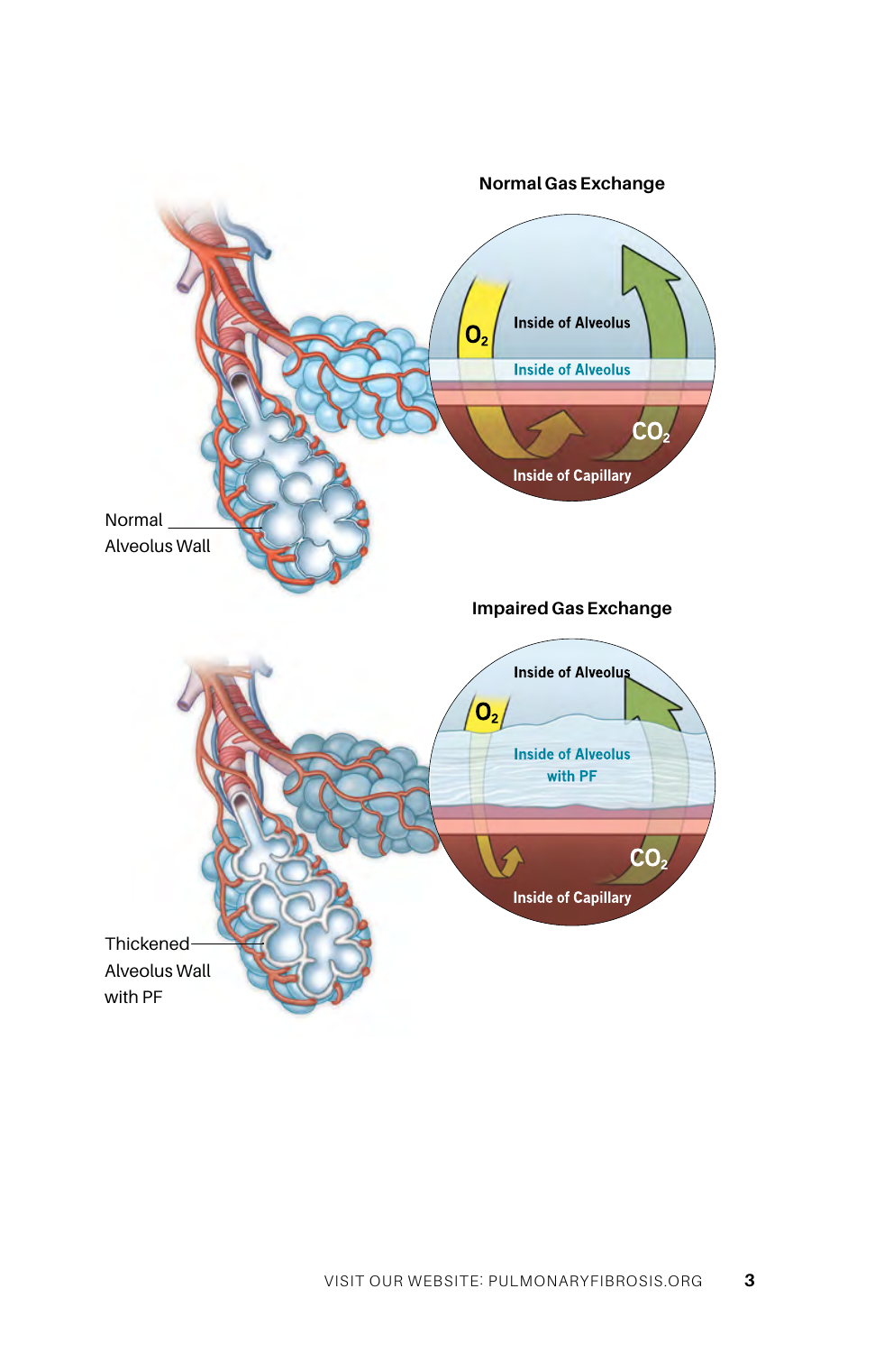**Normal Gas Exchange**

$O_2$

Inside of Alveolus

Inside of Alveolus

$CO_2$

Inside of Capillary

Normal Alveolus Wall

**Impaired Gas Exchange**

Inside of Alveolus

$O_2$

Inside of Alveolus with PF

$CO_2$

Inside of Capillary

Thickened Alveolus Wall with PF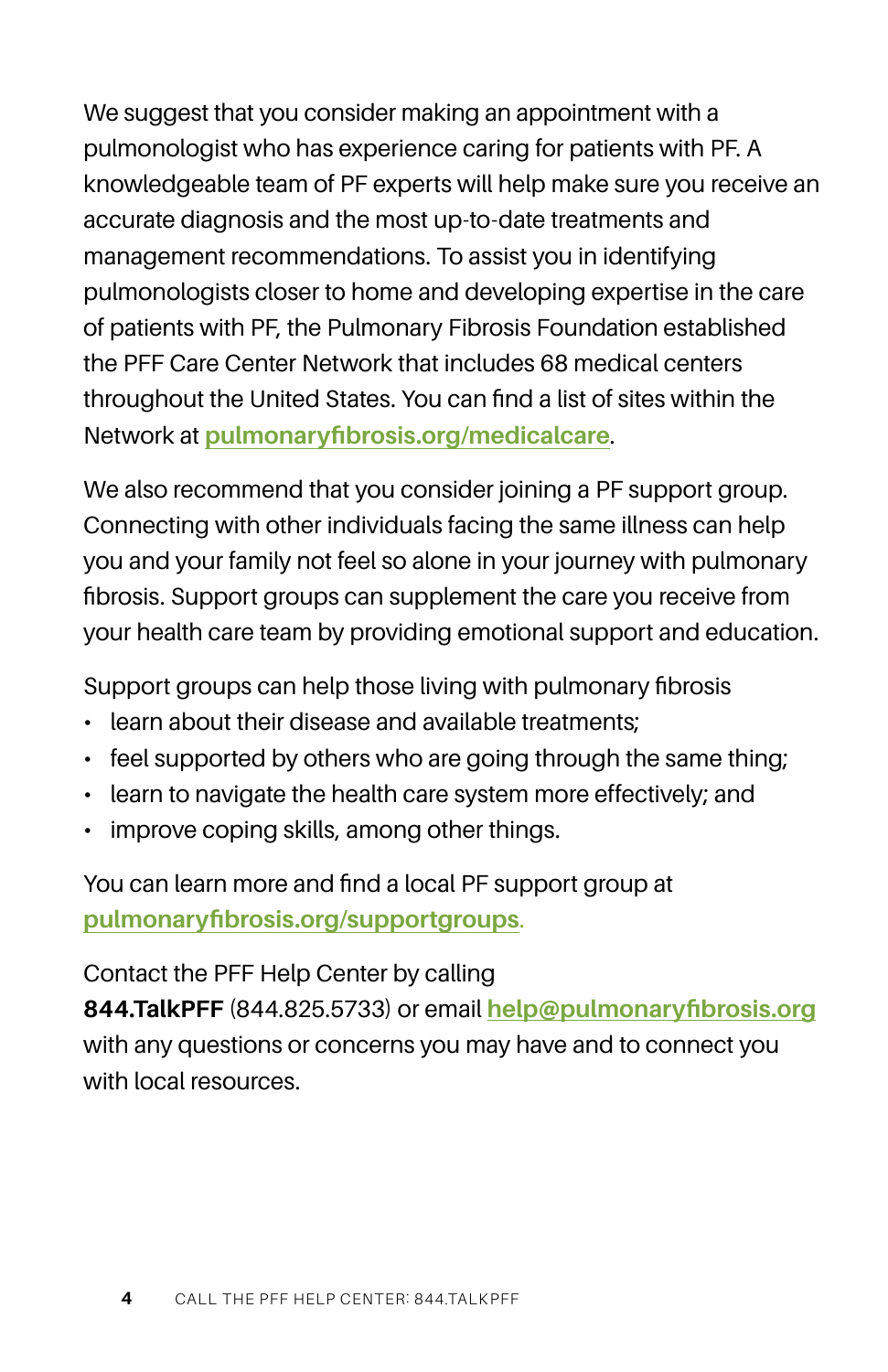We suggest that you consider making an appointment with a pulmonologist who has experience caring for patients with PF. A knowledgeable team of PF experts will help make sure you receive an accurate diagnosis and the most up-to-date treatments and management recommendations. To assist you in identifying pulmonologists closer to home and developing expertise in the care of patients with PF, the Pulmonary Fibrosis Foundation established the PFF Care Center Network that includes 68 medical centers throughout the United States. You can find a list of sites within the Network at **pulmonaryfibrosis.org/medicalcare**.

We also recommend that you consider joining a PF support group. Connecting with other individuals facing the same illness can help you and your family not feel so alone in your journey with pulmonary fibrosis. Support groups can supplement the care you receive from your health care team by providing emotional support and education.

Support groups can help those living with pulmonary fibrosis

- learn about their disease and available treatments;
- feel supported by others who are going through the same thing;
- learn to navigate the health care system more effectively; and
- improve coping skills, among other things.

You can learn more and find a local PF support group at **pulmonaryfibrosis.org/supportgroups**.

Contact the PFF Help Center by calling **844.TalkPFF** (844.825.5733) or email **help@pulmonaryfibrosis.org** with any questions or concerns you may have and to connect you with local resources.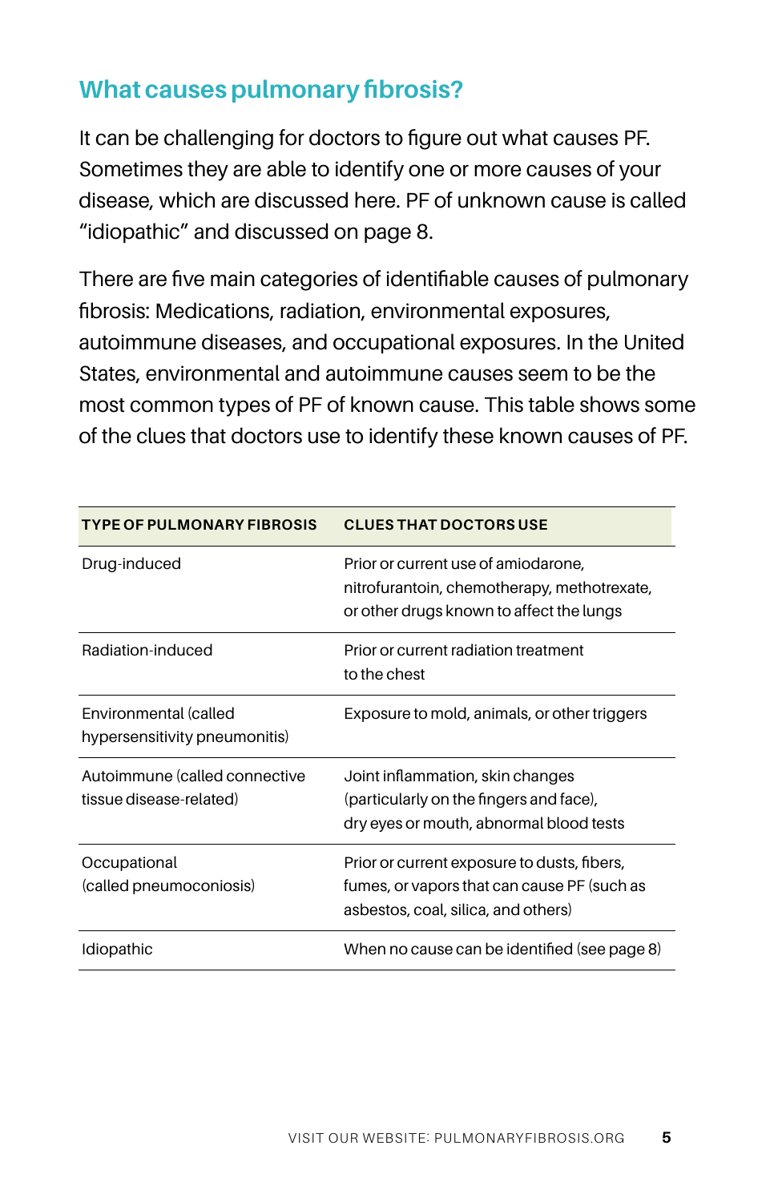## What causes pulmonary fibrosis?

It can be challenging for doctors to figure out what causes PF. Sometimes they are able to identify one or more causes of your disease, which are discussed here. PF of unknown cause is called "idiopathic" and discussed on page 8.

There are five main categories of identifiable causes of pulmonary fibrosis: Medications, radiation, environmental exposures, autoimmune diseases, and occupational exposures. In the United States, environmental and autoimmune causes seem to be the most common types of PF of known cause. This table shows some of the clues that doctors use to identify these known causes of PF.

| TYPE OF PULMONARY FIBROSIS | CLUES THAT DOCTORS USE |
|---|---|
| Drug-induced | Prior or current use of amiodarone, nitrofurantoin, chemotherapy, methotrexate, or other drugs known to affect the lungs |
| Radiation-induced | Prior or current radiation treatment to the chest |
| Environmental (called hypersensitivity pneumonitis) | Exposure to mold, animals, or other triggers |
| Autoimmune (called connective tissue disease-related) | Joint inflammation, skin changes (particularly on the fingers and face), dry eyes or mouth, abnormal blood tests |
| Occupational (called pneumoconiosis) | Prior or current exposure to dusts, fibers, fumes, or vapors that can cause PF (such as asbestos, coal, silica, and others) |
| Idiopathic | When no cause can be identified (see page 8) |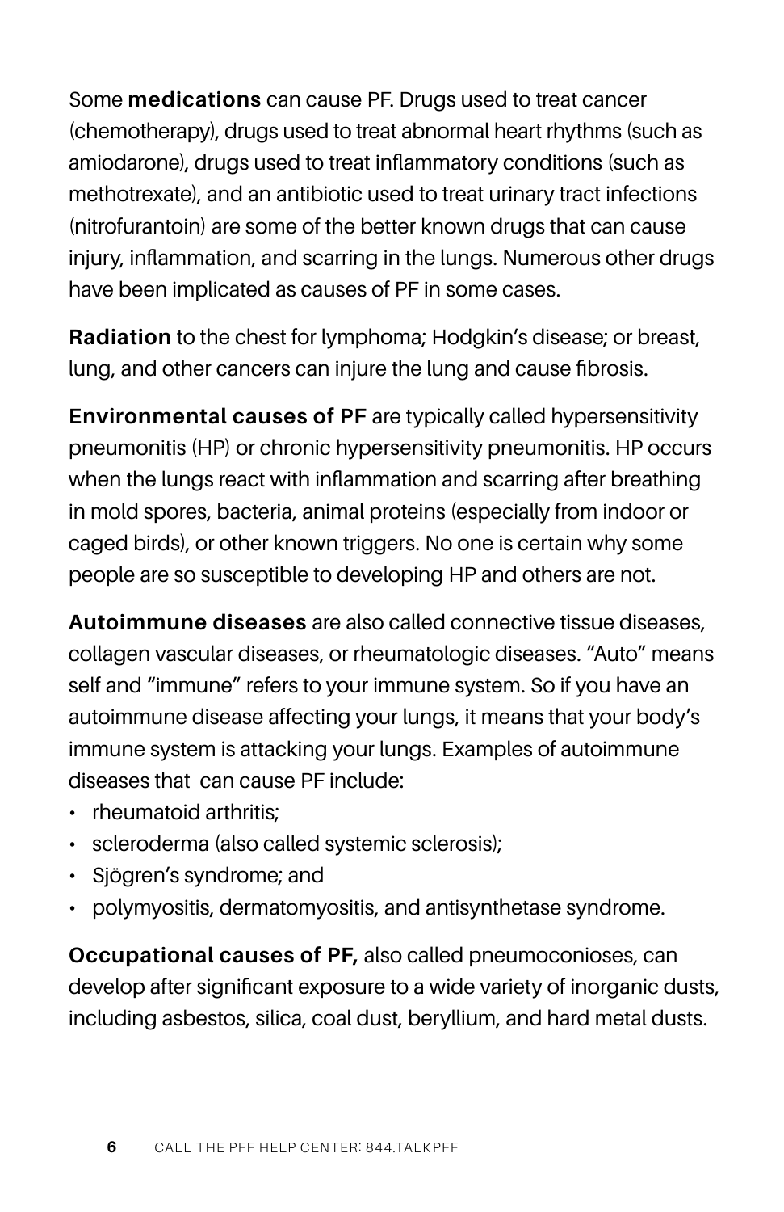Some **medications** can cause PF. Drugs used to treat cancer (chemotherapy), drugs used to treat abnormal heart rhythms (such as amiodarone), drugs used to treat inflammatory conditions (such as methotrexate), and an antibiotic used to treat urinary tract infections (nitrofurantoin) are some of the better known drugs that can cause injury, inflammation, and scarring in the lungs. Numerous other drugs have been implicated as causes of PF in some cases.

**Radiation** to the chest for lymphoma; Hodgkin's disease; or breast, lung, and other cancers can injure the lung and cause fibrosis.

**Environmental causes of PF** are typically called hypersensitivity pneumonitis (HP) or chronic hypersensitivity pneumonitis. HP occurs when the lungs react with inflammation and scarring after breathing in mold spores, bacteria, animal proteins (especially from indoor or caged birds), or other known triggers. No one is certain why some people are so susceptible to developing HP and others are not.

**Autoimmune diseases** are also called connective tissue diseases, collagen vascular diseases, or rheumatologic diseases. "Auto" means self and "immune" refers to your immune system. So if you have an autoimmune disease affecting your lungs, it means that your body's immune system is attacking your lungs. Examples of autoimmune diseases that can cause PF include:

- rheumatoid arthritis;
- scleroderma (also called systemic sclerosis);
- Sjögren's syndrome; and
- polymyositis, dermatomyositis, and antisynthetase syndrome.

**Occupational causes of PF,** also called pneumoconioses, can develop after significant exposure to a wide variety of inorganic dusts, including asbestos, silica, coal dust, beryllium, and hard metal dusts.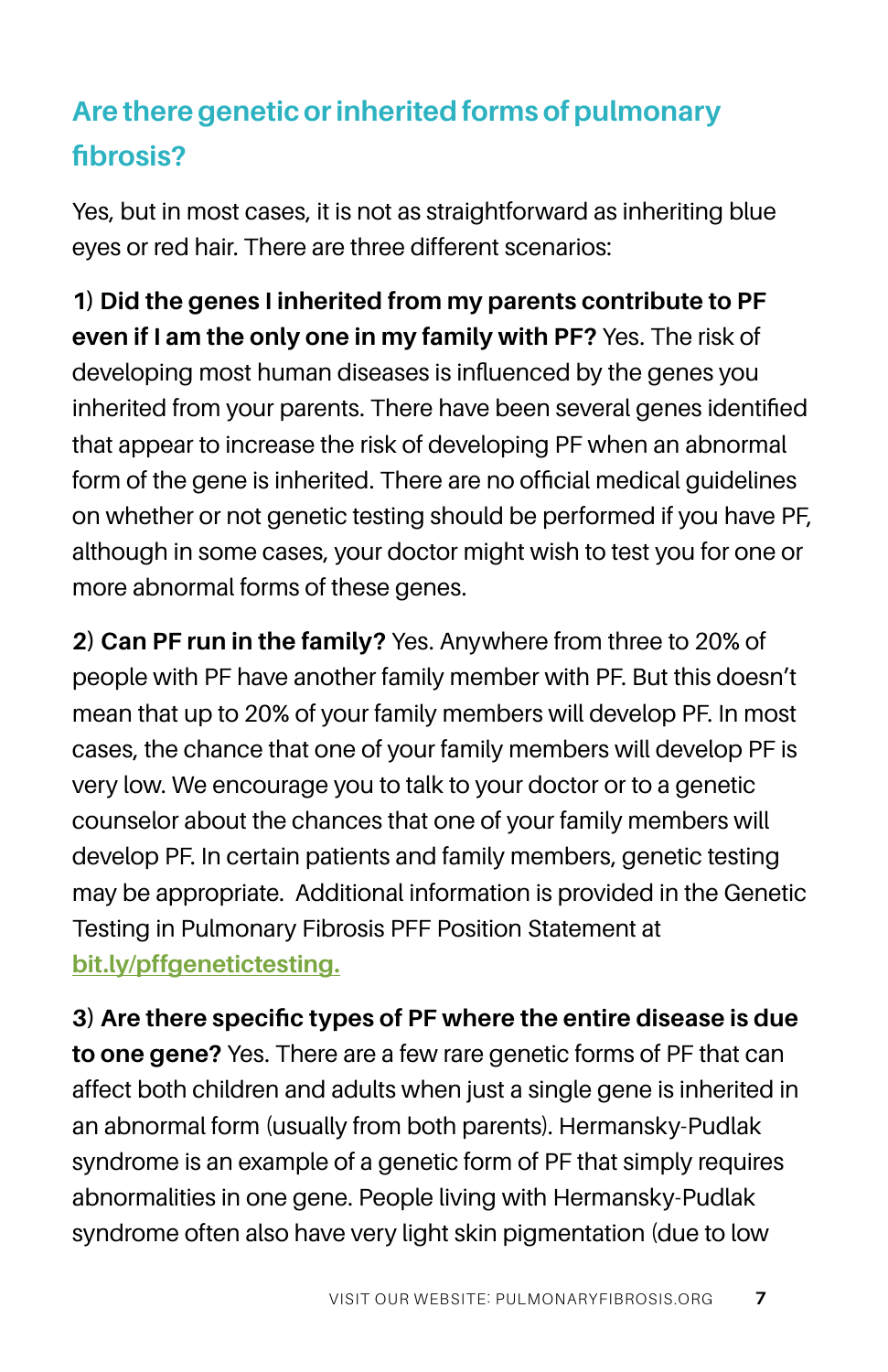## Are there genetic or inherited forms of pulmonary fibrosis?

Yes, but in most cases, it is not as straightforward as inheriting blue eyes or red hair. There are three different scenarios:

**1) Did the genes I inherited from my parents contribute to PF even if I am the only one in my family with PF?** Yes. The risk of developing most human diseases is influenced by the genes you inherited from your parents. There have been several genes identified that appear to increase the risk of developing PF when an abnormal form of the gene is inherited. There are no official medical guidelines on whether or not genetic testing should be performed if you have PF, although in some cases, your doctor might wish to test you for one or more abnormal forms of these genes.

**2) Can PF run in the family?** Yes. Anywhere from three to 20% of people with PF have another family member with PF. But this doesn't mean that up to 20% of your family members will develop PF. In most cases, the chance that one of your family members will develop PF is very low. We encourage you to talk to your doctor or to a genetic counselor about the chances that one of your family members will develop PF. In certain patients and family members, genetic testing may be appropriate. Additional information is provided in the Genetic Testing in Pulmonary Fibrosis PFF Position Statement at bit.ly/pffgenetictesting.

**3) Are there specific types of PF where the entire disease is due to one gene?** Yes. There are a few rare genetic forms of PF that can affect both children and adults when just a single gene is inherited in an abnormal form (usually from both parents). Hermansky-Pudlak syndrome is an example of a genetic form of PF that simply requires abnormalities in one gene. People living with Hermansky-Pudlak syndrome often also have very light skin pigmentation (due to low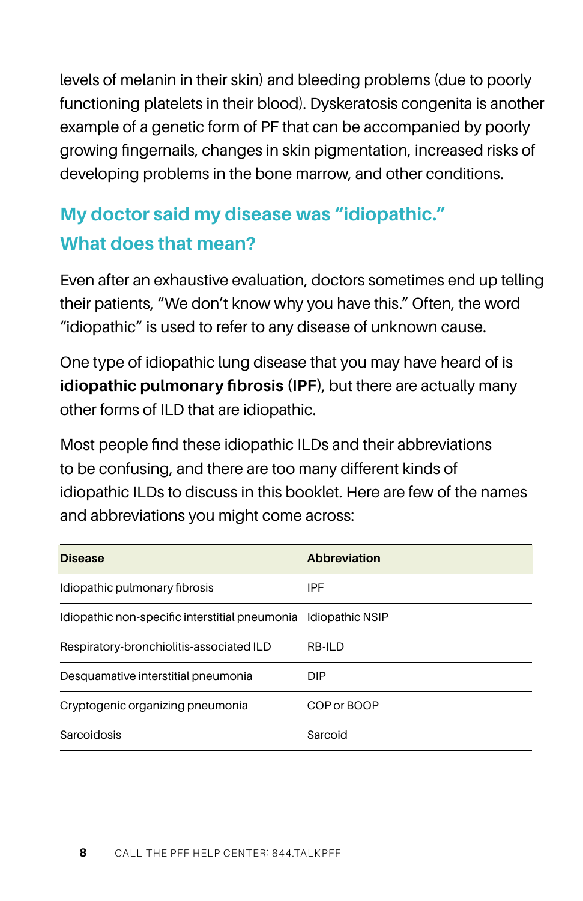levels of melanin in their skin) and bleeding problems (due to poorly functioning platelets in their blood). Dyskeratosis congenita is another example of a genetic form of PF that can be accompanied by poorly growing fingernails, changes in skin pigmentation, increased risks of developing problems in the bone marrow, and other conditions.

## My doctor said my disease was "idiopathic." What does that mean?

Even after an exhaustive evaluation, doctors sometimes end up telling their patients, "We don't know why you have this." Often, the word "idiopathic" is used to refer to any disease of unknown cause.

One type of idiopathic lung disease that you may have heard of is **idiopathic pulmonary fibrosis** (**IPF**), but there are actually many other forms of ILD that are idiopathic.

Most people find these idiopathic ILDs and their abbreviations to be confusing, and there are too many different kinds of idiopathic ILDs to discuss in this booklet. Here are few of the names and abbreviations you might come across:

| Disease | Abbreviation |
|---|---|
| Idiopathic pulmonary fibrosis | IPF |
| Idiopathic non-specific interstitial pneumonia | Idiopathic NSIP |
| Respiratory-bronchiolitis-associated ILD | RB-ILD |
| Desquamative interstitial pneumonia | DIP |
| Cryptogenic organizing pneumonia | COP or BOOP |
| Sarcoidosis | Sarcoid |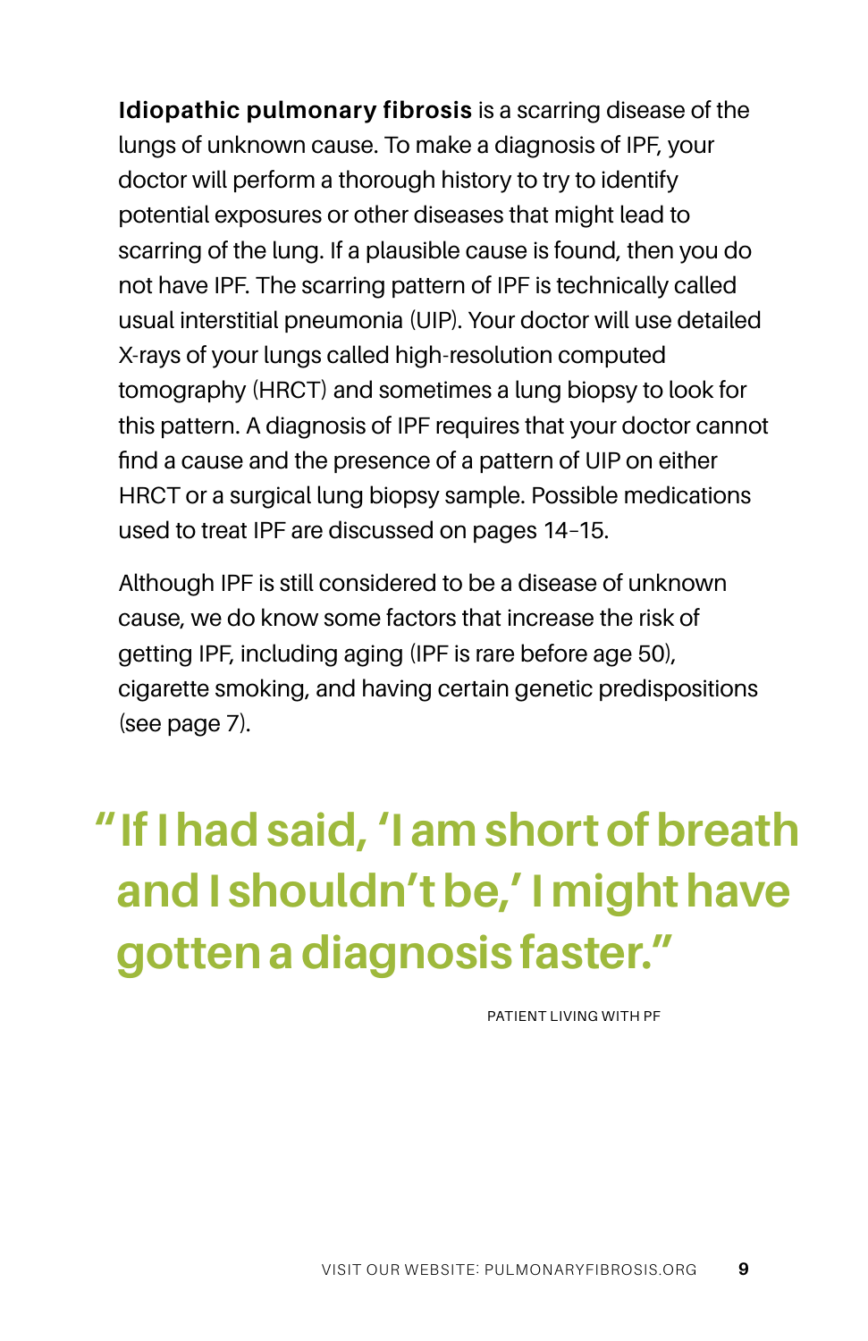**Idiopathic pulmonary fibrosis** is a scarring disease of the lungs of unknown cause. To make a diagnosis of IPF, your doctor will perform a thorough history to try to identify potential exposures or other diseases that might lead to scarring of the lung. If a plausible cause is found, then you do not have IPF. The scarring pattern of IPF is technically called usual interstitial pneumonia (UIP). Your doctor will use detailed X-rays of your lungs called high-resolution computed tomography (HRCT) and sometimes a lung biopsy to look for this pattern. A diagnosis of IPF requires that your doctor cannot find a cause and the presence of a pattern of UIP on either HRCT or a surgical lung biopsy sample. Possible medications used to treat IPF are discussed on pages 14–15.

Although IPF is still considered to be a disease of unknown cause, we do know some factors that increase the risk of getting IPF, including aging (IPF is rare before age 50), cigarette smoking, and having certain genetic predispositions (see page 7).

> **"If I had said, 'I am short of breath and I shouldn't be,' I might have gotten a diagnosis faster."**
>
> PATIENT LIVING WITH PF

VISIT OUR WEBSITE: PULMONARYFIBROSIS.ORG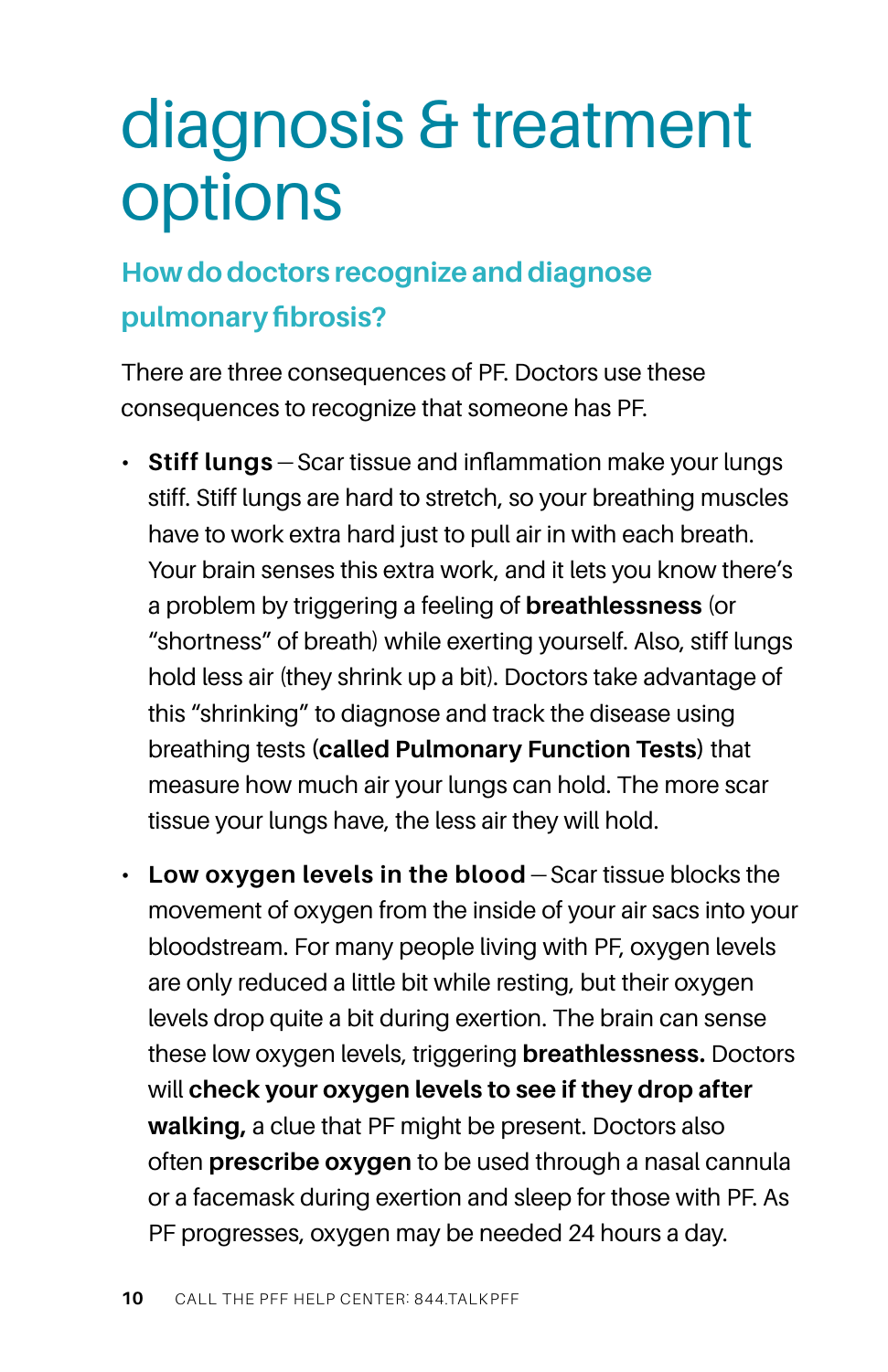# diagnosis & treatment options

## How do doctors recognize and diagnose pulmonary fibrosis?

There are three consequences of PF. Doctors use these consequences to recognize that someone has PF.

- **Stiff lungs** — Scar tissue and inflammation make your lungs stiff. Stiff lungs are hard to stretch, so your breathing muscles have to work extra hard just to pull air in with each breath. Your brain senses this extra work, and it lets you know there's a problem by triggering a feeling of **breathlessness** (or "shortness" of breath) while exerting yourself. Also, stiff lungs hold less air (they shrink up a bit). Doctors take advantage of this "shrinking" to diagnose and track the disease using breathing tests (**called Pulmonary Function Tests**) that measure how much air your lungs can hold. The more scar tissue your lungs have, the less air they will hold.
- **Low oxygen levels in the blood** — Scar tissue blocks the movement of oxygen from the inside of your air sacs into your bloodstream. For many people living with PF, oxygen levels are only reduced a little bit while resting, but their oxygen levels drop quite a bit during exertion. The brain can sense these low oxygen levels, triggering **breathlessness.** Doctors will **check your oxygen levels to see if they drop after walking,** a clue that PF might be present. Doctors also often **prescribe oxygen** to be used through a nasal cannula or a facemask during exertion and sleep for those with PF. As PF progresses, oxygen may be needed 24 hours a day.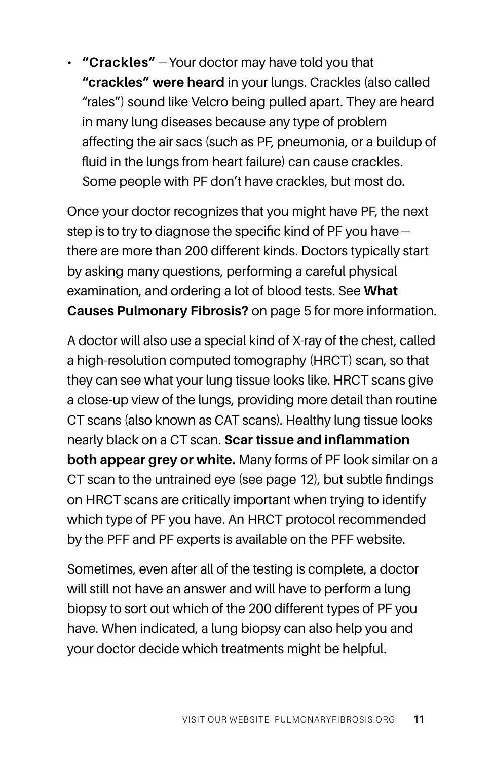- **"Crackles"** — Your doctor may have told you that **"crackles" were heard** in your lungs. Crackles (also called "rales") sound like Velcro being pulled apart. They are heard in many lung diseases because any type of problem affecting the air sacs (such as PF, pneumonia, or a buildup of fluid in the lungs from heart failure) can cause crackles. Some people with PF don't have crackles, but most do.

Once your doctor recognizes that you might have PF, the next step is to try to diagnose the specific kind of PF you have — there are more than 200 different kinds. Doctors typically start by asking many questions, performing a careful physical examination, and ordering a lot of blood tests. See **What Causes Pulmonary Fibrosis?** on page 5 for more information.

A doctor will also use a special kind of X-ray of the chest, called a high-resolution computed tomography (HRCT) scan, so that they can see what your lung tissue looks like. HRCT scans give a close-up view of the lungs, providing more detail than routine CT scans (also known as CAT scans). Healthy lung tissue looks nearly black on a CT scan. **Scar tissue and inflammation both appear grey or white.** Many forms of PF look similar on a CT scan to the untrained eye (see page 12), but subtle findings on HRCT scans are critically important when trying to identify which type of PF you have. An HRCT protocol recommended by the PFF and PF experts is available on the PFF website.

Sometimes, even after all of the testing is complete, a doctor will still not have an answer and will have to perform a lung biopsy to sort out which of the 200 different types of PF you have. When indicated, a lung biopsy can also help you and your doctor decide which treatments might be helpful.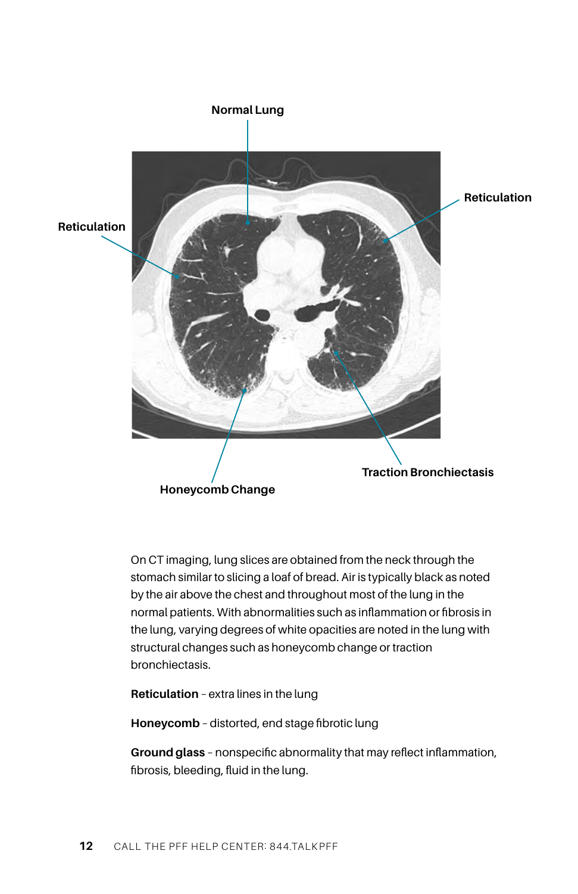Normal Lung

Reticulation

Reticulation

Honeycomb Change

Traction Bronchiectasis

On CT imaging, lung slices are obtained from the neck through the stomach similar to slicing a loaf of bread. Air is typically black as noted by the air above the chest and throughout most of the lung in the normal patients. With abnormalities such as inflammation or fibrosis in the lung, varying degrees of white opacities are noted in the lung with structural changes such as honeycomb change or traction bronchiectasis.

**Reticulation** – extra lines in the lung

**Honeycomb** – distorted, end stage fibrotic lung

**Ground glass** – nonspecific abnormality that may reflect inflammation, fibrosis, bleeding, fluid in the lung.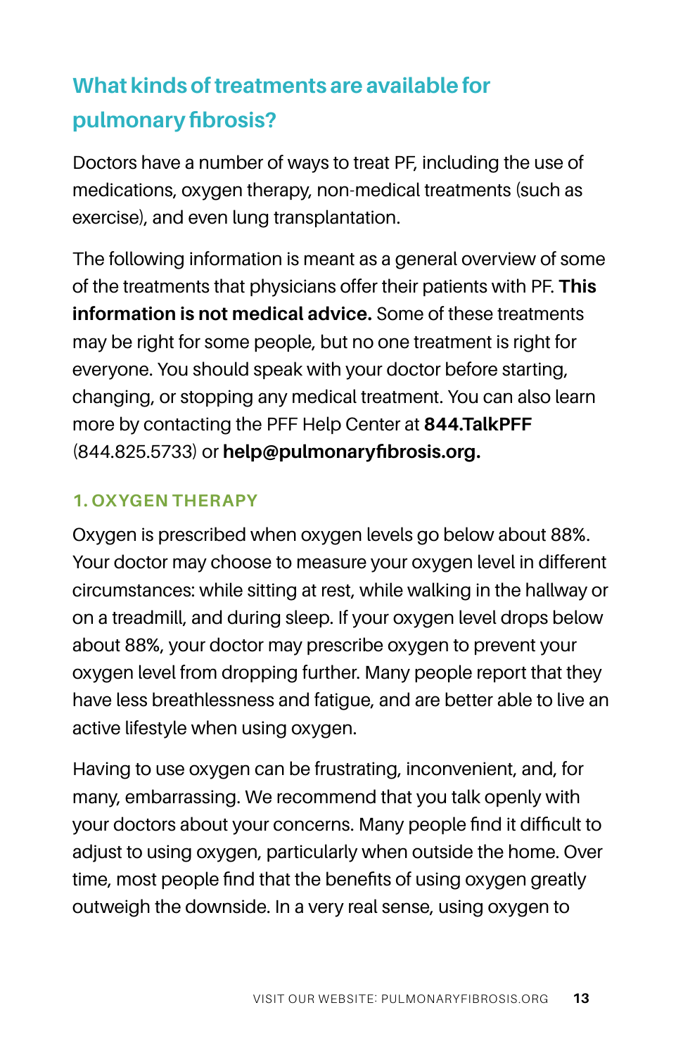## What kinds of treatments are available for pulmonary fibrosis?

Doctors have a number of ways to treat PF, including the use of medications, oxygen therapy, non-medical treatments (such as exercise), and even lung transplantation.

The following information is meant as a general overview of some of the treatments that physicians offer their patients with PF. **This information is not medical advice.** Some of these treatments may be right for some people, but no one treatment is right for everyone. You should speak with your doctor before starting, changing, or stopping any medical treatment. You can also learn more by contacting the PFF Help Center at **844.TalkPFF** (844.825.5733) or **help@pulmonaryfibrosis.org.**

### 1. OXYGEN THERAPY

Oxygen is prescribed when oxygen levels go below about 88%. Your doctor may choose to measure your oxygen level in different circumstances: while sitting at rest, while walking in the hallway or on a treadmill, and during sleep. If your oxygen level drops below about 88%, your doctor may prescribe oxygen to prevent your oxygen level from dropping further. Many people report that they have less breathlessness and fatigue, and are better able to live an active lifestyle when using oxygen.

Having to use oxygen can be frustrating, inconvenient, and, for many, embarrassing. We recommend that you talk openly with your doctors about your concerns. Many people find it difficult to adjust to using oxygen, particularly when outside the home. Over time, most people find that the benefits of using oxygen greatly outweigh the downside. In a very real sense, using oxygen to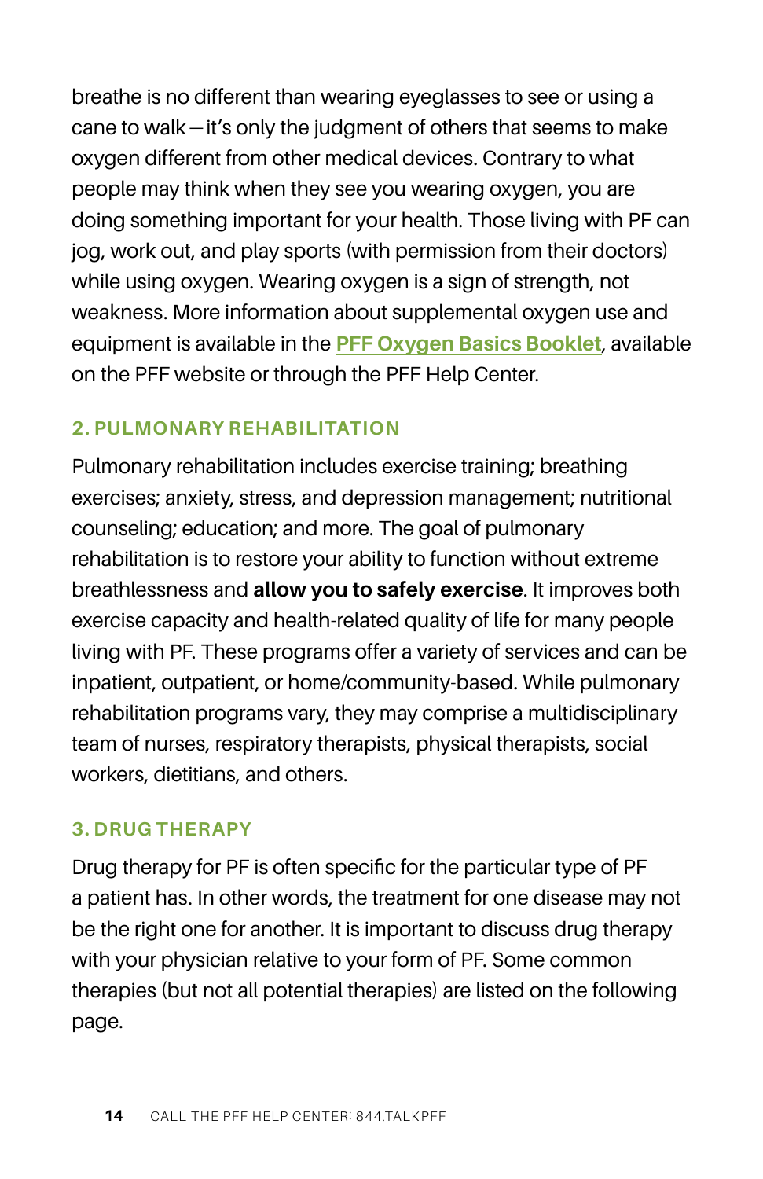breathe is no different than wearing eyeglasses to see or using a cane to walk—it's only the judgment of others that seems to make oxygen different from other medical devices. Contrary to what people may think when they see you wearing oxygen, you are doing something important for your health. Those living with PF can jog, work out, and play sports (with permission from their doctors) while using oxygen. Wearing oxygen is a sign of strength, not weakness. More information about supplemental oxygen use and equipment is available in the PFF Oxygen Basics Booklet, available on the PFF website or through the PFF Help Center.

### 2. PULMONARY REHABILITATION

Pulmonary rehabilitation includes exercise training; breathing exercises; anxiety, stress, and depression management; nutritional counseling; education; and more. The goal of pulmonary rehabilitation is to restore your ability to function without extreme breathlessness and **allow you to safely exercise**. It improves both exercise capacity and health-related quality of life for many people living with PF. These programs offer a variety of services and can be inpatient, outpatient, or home/community-based. While pulmonary rehabilitation programs vary, they may comprise a multidisciplinary team of nurses, respiratory therapists, physical therapists, social workers, dietitians, and others.

### 3. DRUG THERAPY

Drug therapy for PF is often specific for the particular type of PF a patient has. In other words, the treatment for one disease may not be the right one for another. It is important to discuss drug therapy with your physician relative to your form of PF. Some common therapies (but not all potential therapies) are listed on the following page.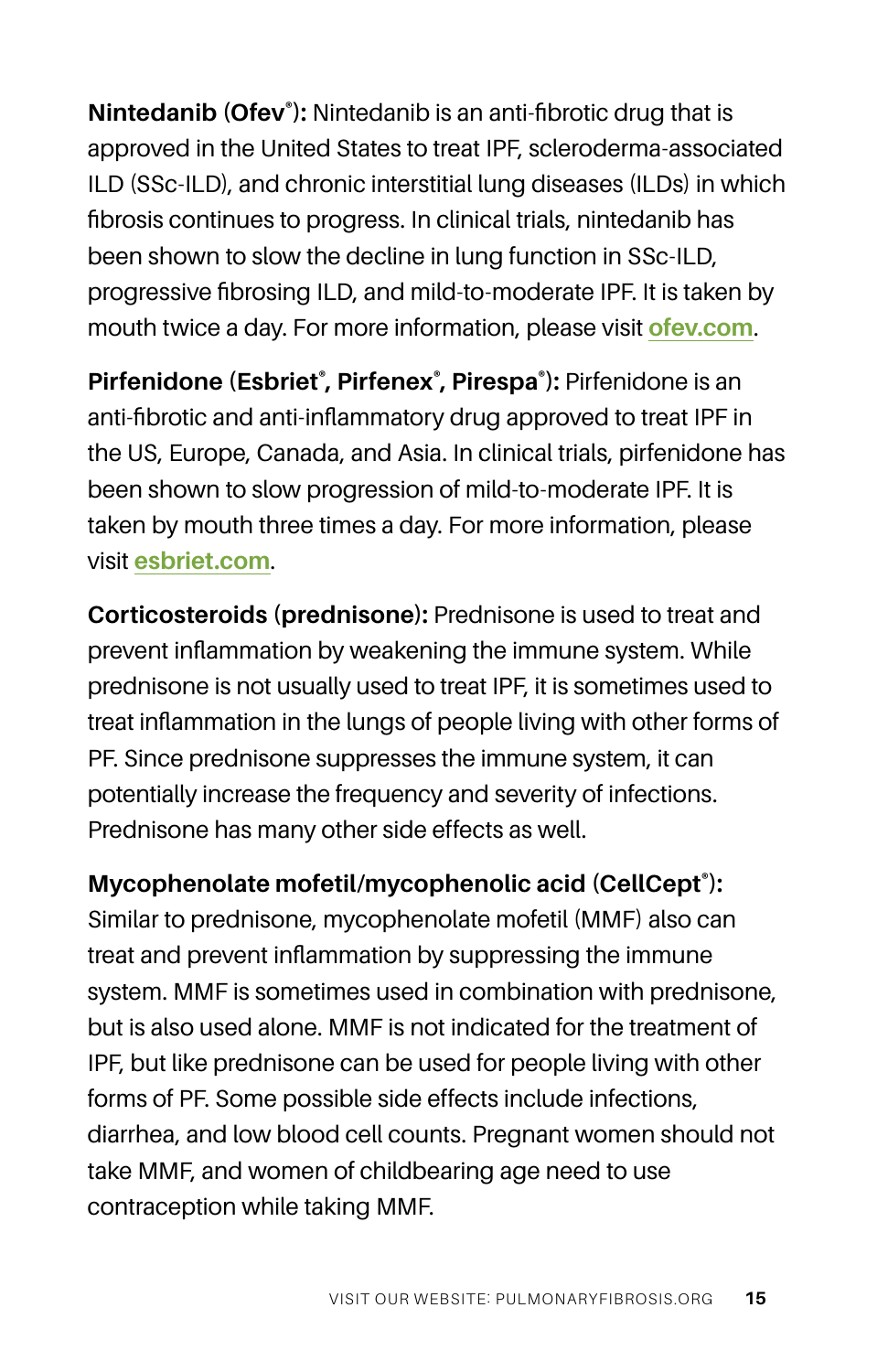**Nintedanib (Ofev®):** Nintedanib is an anti-fibrotic drug that is approved in the United States to treat IPF, scleroderma-associated ILD (SSc-ILD), and chronic interstitial lung diseases (ILDs) in which fibrosis continues to progress. In clinical trials, nintedanib has been shown to slow the decline in lung function in SSc-ILD, progressive fibrosing ILD, and mild-to-moderate IPF. It is taken by mouth twice a day. For more information, please visit ofev.com.

**Pirfenidone (Esbriet®, Pirfenex®, Pirespa®):** Pirfenidone is an anti-fibrotic and anti-inflammatory drug approved to treat IPF in the US, Europe, Canada, and Asia. In clinical trials, pirfenidone has been shown to slow progression of mild-to-moderate IPF. It is taken by mouth three times a day. For more information, please visit esbriet.com.

**Corticosteroids (prednisone):** Prednisone is used to treat and prevent inflammation by weakening the immune system. While prednisone is not usually used to treat IPF, it is sometimes used to treat inflammation in the lungs of people living with other forms of PF. Since prednisone suppresses the immune system, it can potentially increase the frequency and severity of infections. Prednisone has many other side effects as well.

**Mycophenolate mofetil/mycophenolic acid (CellCept®):** Similar to prednisone, mycophenolate mofetil (MMF) also can treat and prevent inflammation by suppressing the immune system. MMF is sometimes used in combination with prednisone, but is also used alone. MMF is not indicated for the treatment of IPF, but like prednisone can be used for people living with other forms of PF. Some possible side effects include infections, diarrhea, and low blood cell counts. Pregnant women should not take MMF, and women of childbearing age need to use contraception while taking MMF.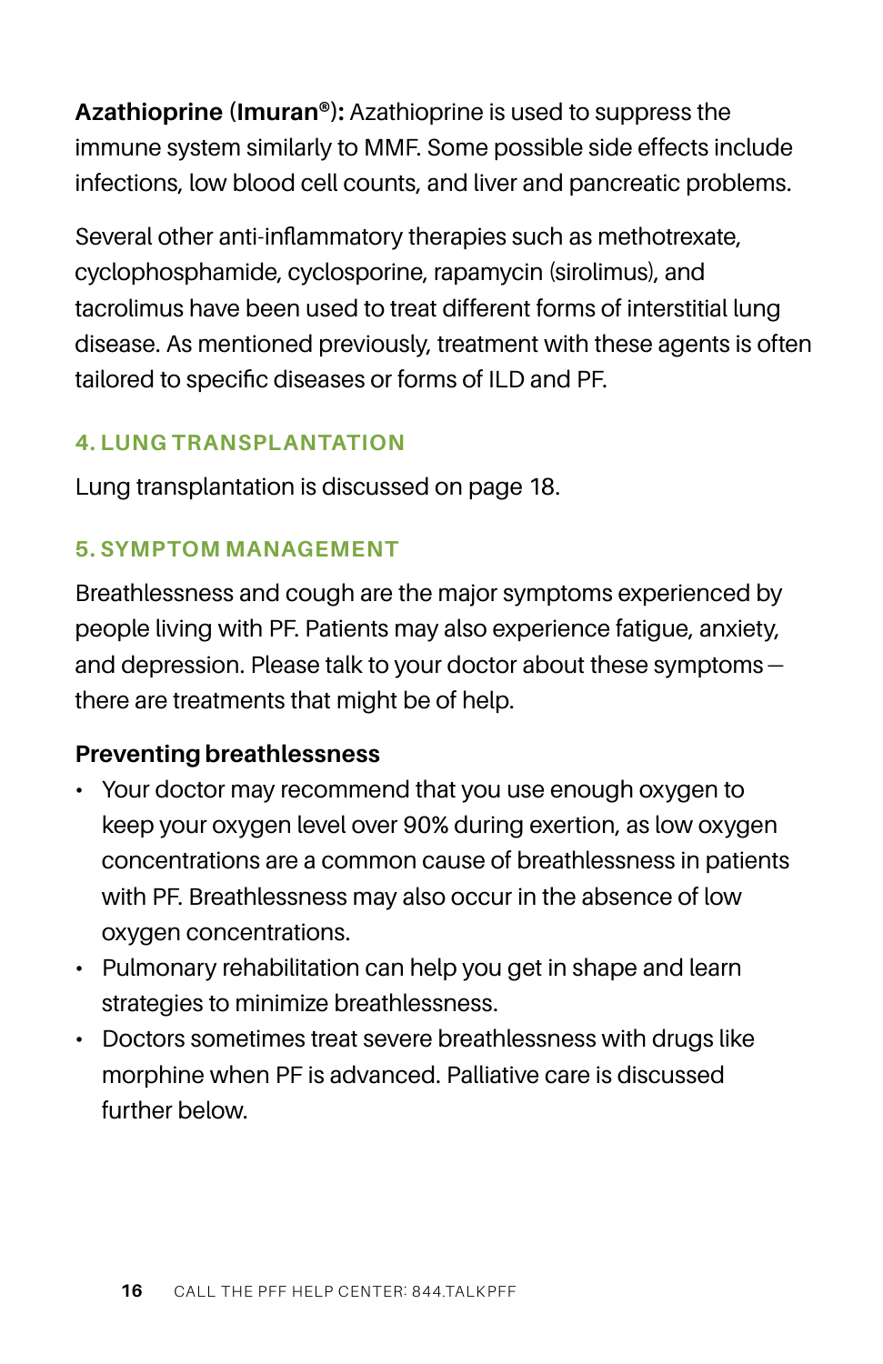**Azathioprine (Imuran®):** Azathioprine is used to suppress the immune system similarly to MMF. Some possible side effects include infections, low blood cell counts, and liver and pancreatic problems.

Several other anti-inflammatory therapies such as methotrexate, cyclophosphamide, cyclosporine, rapamycin (sirolimus), and tacrolimus have been used to treat different forms of interstitial lung disease. As mentioned previously, treatment with these agents is often tailored to specific diseases or forms of ILD and PF.

### 4. LUNG TRANSPLANTATION

Lung transplantation is discussed on page 18.

### 5. SYMPTOM MANAGEMENT

Breathlessness and cough are the major symptoms experienced by people living with PF. Patients may also experience fatigue, anxiety, and depression. Please talk to your doctor about these symptoms — there are treatments that might be of help.

**Preventing breathlessness**

- Your doctor may recommend that you use enough oxygen to keep your oxygen level over 90% during exertion, as low oxygen concentrations are a common cause of breathlessness in patients with PF. Breathlessness may also occur in the absence of low oxygen concentrations.
- Pulmonary rehabilitation can help you get in shape and learn strategies to minimize breathlessness.
- Doctors sometimes treat severe breathlessness with drugs like morphine when PF is advanced. Palliative care is discussed further below.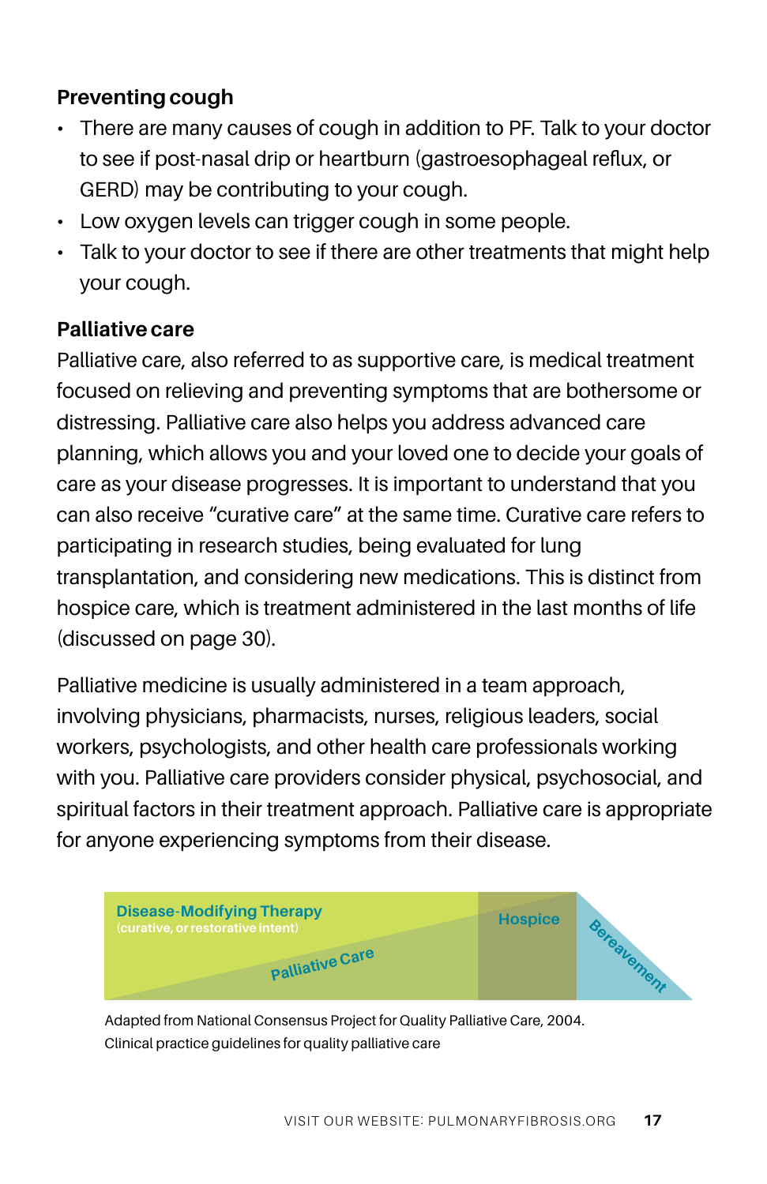### Preventing cough

- There are many causes of cough in addition to PF. Talk to your doctor to see if post-nasal drip or heartburn (gastroesophageal reflux, or GERD) may be contributing to your cough.
- Low oxygen levels can trigger cough in some people.
- Talk to your doctor to see if there are other treatments that might help your cough.

### Palliative care

Palliative care, also referred to as supportive care, is medical treatment focused on relieving and preventing symptoms that are bothersome or distressing. Palliative care also helps you address advanced care planning, which allows you and your loved one to decide your goals of care as your disease progresses. It is important to understand that you can also receive "curative care" at the same time. Curative care refers to participating in research studies, being evaluated for lung transplantation, and considering new medications. This is distinct from hospice care, which is treatment administered in the last months of life (discussed on page 30).

Palliative medicine is usually administered in a team approach, involving physicians, pharmacists, nurses, religious leaders, social workers, psychologists, and other health care professionals working with you. Palliative care providers consider physical, psychosocial, and spiritual factors in their treatment approach. Palliative care is appropriate for anyone experiencing symptoms from their disease.

Disease-Modifying Therapy (curative, or restorative intent) | Palliative Care | Hospice | Bereavement

Adapted from National Consensus Project for Quality Palliative Care, 2004. Clinical practice guidelines for quality palliative care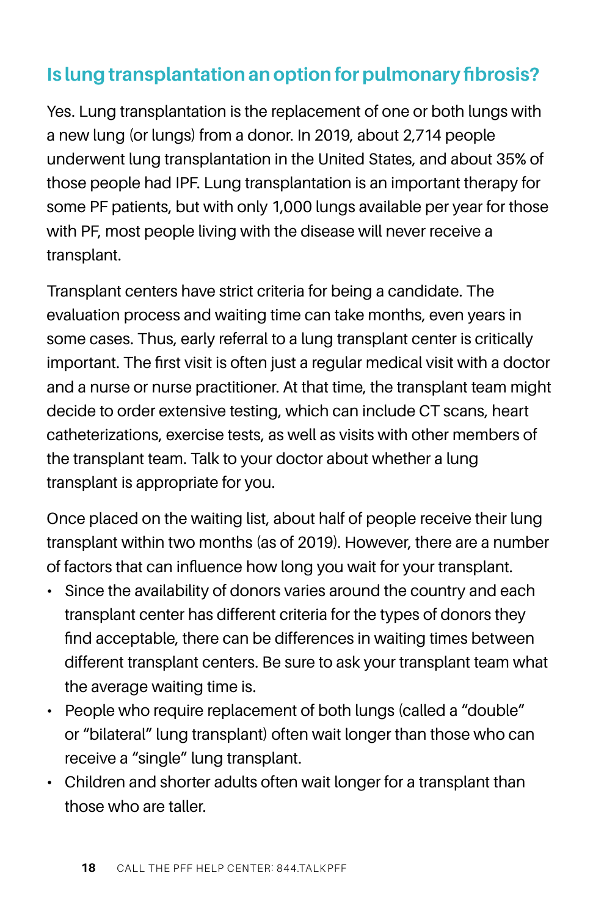## Is lung transplantation an option for pulmonary fibrosis?

Yes. Lung transplantation is the replacement of one or both lungs with a new lung (or lungs) from a donor. In 2019, about 2,714 people underwent lung transplantation in the United States, and about 35% of those people had IPF. Lung transplantation is an important therapy for some PF patients, but with only 1,000 lungs available per year for those with PF, most people living with the disease will never receive a transplant.

Transplant centers have strict criteria for being a candidate. The evaluation process and waiting time can take months, even years in some cases. Thus, early referral to a lung transplant center is critically important. The first visit is often just a regular medical visit with a doctor and a nurse or nurse practitioner. At that time, the transplant team might decide to order extensive testing, which can include CT scans, heart catheterizations, exercise tests, as well as visits with other members of the transplant team. Talk to your doctor about whether a lung transplant is appropriate for you.

Once placed on the waiting list, about half of people receive their lung transplant within two months (as of 2019). However, there are a number of factors that can influence how long you wait for your transplant.

- Since the availability of donors varies around the country and each transplant center has different criteria for the types of donors they find acceptable, there can be differences in waiting times between different transplant centers. Be sure to ask your transplant team what the average waiting time is.
- People who require replacement of both lungs (called a "double" or "bilateral" lung transplant) often wait longer than those who can receive a "single" lung transplant.
- Children and shorter adults often wait longer for a transplant than those who are taller.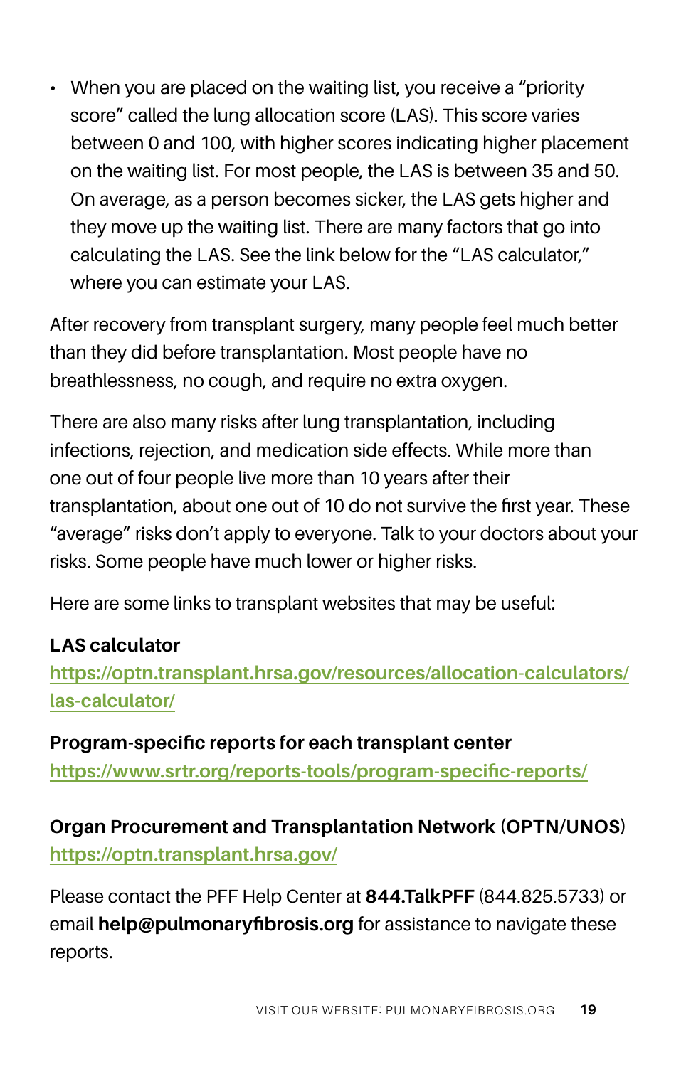- When you are placed on the waiting list, you receive a "priority score" called the lung allocation score (LAS). This score varies between 0 and 100, with higher scores indicating higher placement on the waiting list. For most people, the LAS is between 35 and 50. On average, as a person becomes sicker, the LAS gets higher and they move up the waiting list. There are many factors that go into calculating the LAS. See the link below for the "LAS calculator," where you can estimate your LAS.

After recovery from transplant surgery, many people feel much better than they did before transplantation. Most people have no breathlessness, no cough, and require no extra oxygen.

There are also many risks after lung transplantation, including infections, rejection, and medication side effects. While more than one out of four people live more than 10 years after their transplantation, about one out of 10 do not survive the first year. These "average" risks don't apply to everyone. Talk to your doctors about your risks. Some people have much lower or higher risks.

Here are some links to transplant websites that may be useful:

**LAS calculator**
https://optn.transplant.hrsa.gov/resources/allocation-calculators/las-calculator/

**Program-specific reports for each transplant center**
https://www.srtr.org/reports-tools/program-specific-reports/

**Organ Procurement and Transplantation Network (OPTN/UNOS)**
https://optn.transplant.hrsa.gov/

Please contact the PFF Help Center at **844.TalkPFF** (844.825.5733) or email **help@pulmonaryfibrosis.org** for assistance to navigate these reports.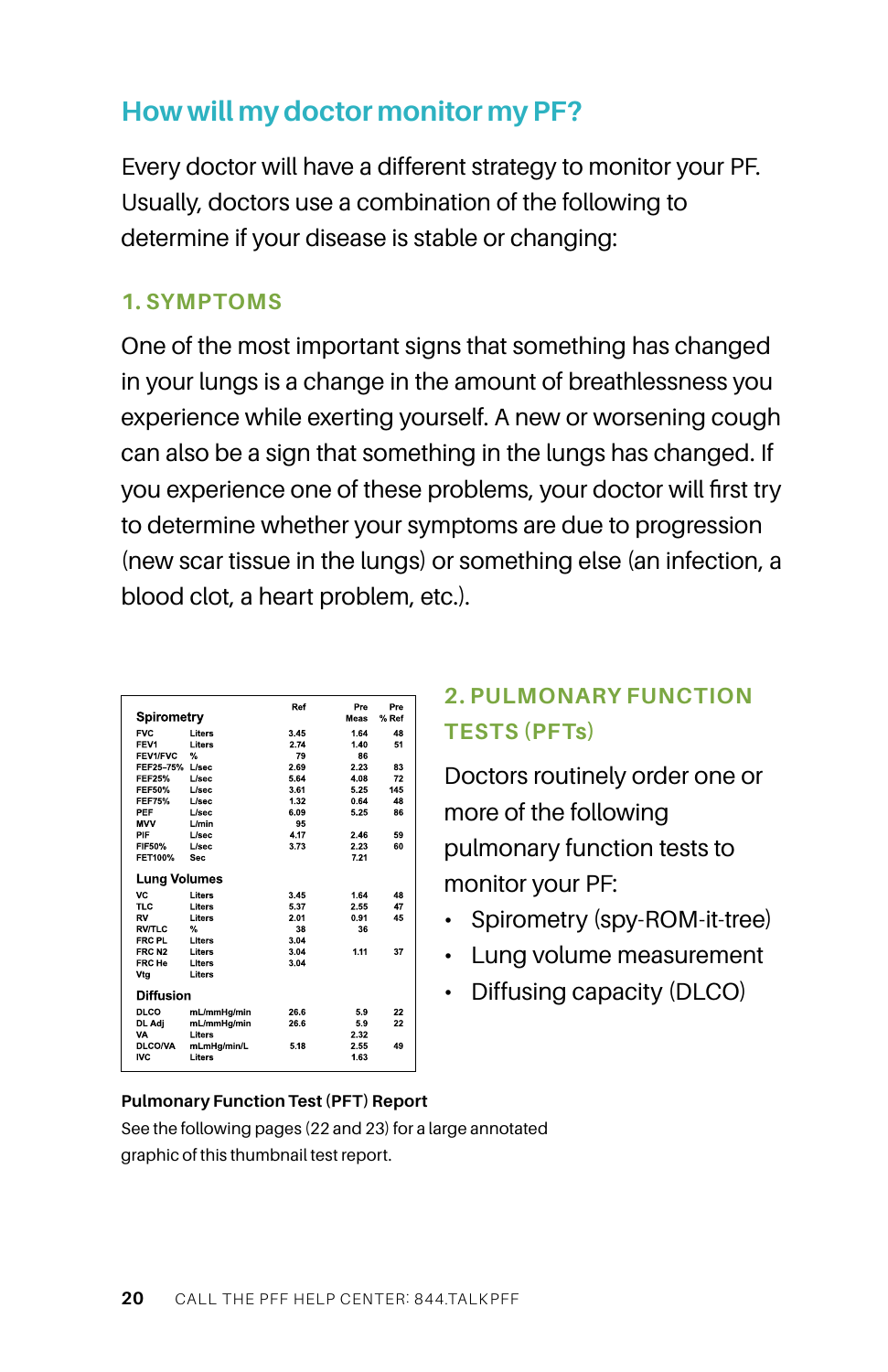## How will my doctor monitor my PF?

Every doctor will have a different strategy to monitor your PF. Usually, doctors use a combination of the following to determine if your disease is stable or changing:

### 1. SYMPTOMS

One of the most important signs that something has changed in your lungs is a change in the amount of breathlessness you experience while exerting yourself. A new or worsening cough can also be a sign that something in the lungs has changed. If you experience one of these problems, your doctor will first try to determine whether your symptoms are due to progression (new scar tissue in the lungs) or something else (an infection, a blood clot, a heart problem, etc.).

| Spirometry | | Ref | Pre Meas | Pre % Ref |
|---|---|---|---|---|
| FVC | Liters | 3.45 | 1.64 | 48 |
| FEV1 | Liters | 2.74 | 1.40 | 51 |
| FEV1/FVC | % | 79 | 86 | |
| FEF25–75% | L/sec | 2.69 | 2.23 | 83 |
| FEF25% | L/sec | 5.64 | 4.08 | 72 |
| FEF50% | L/sec | 3.61 | 5.25 | 145 |
| FEF75% | L/sec | 1.32 | 0.64 | 48 |
| PEF | L/sec | 6.09 | 5.25 | 86 |
| MVV | L/min | 95 | | |
| PIF | L/sec | 4.17 | 2.46 | 59 |
| FIF50% | L/sec | 3.73 | 2.23 | 60 |
| FET100% | Sec | | 7.21 | |
| **Lung Volumes** | | | | |
| VC | Liters | 3.45 | 1.64 | 48 |
| TLC | Liters | 5.37 | 2.55 | 47 |
| RV | Liters | 2.01 | 0.91 | 45 |
| RV/TLC | % | 38 | 36 | |
| FRC PL | Liters | 3.04 | | |
| FRC N2 | Liters | 3.04 | 1.11 | 37 |
| FRC He | Liters | 3.04 | | |
| Vtg | Liters | | | |
| **Diffusion** | | | | |
| DLCO | mL/mmHg/min | 26.6 | 5.9 | 22 |
| DL Adj | mL/mmHg/min | 26.6 | 5.9 | 22 |
| VA | Liters | | 2.32 | |
| DLCO/VA | mLmHg/min/L | 5.18 | 2.55 | 49 |
| IVC | Liters | | 1.63 | |

**Pulmonary Function Test (PFT) Report**

See the following pages (22 and 23) for a large annotated graphic of this thumbnail test report.

### 2. PULMONARY FUNCTION TESTS (PFTs)

Doctors routinely order one or more of the following pulmonary function tests to monitor your PF:

- Spirometry (spy-ROM-it-tree)
- Lung volume measurement
- Diffusing capacity (DLCO)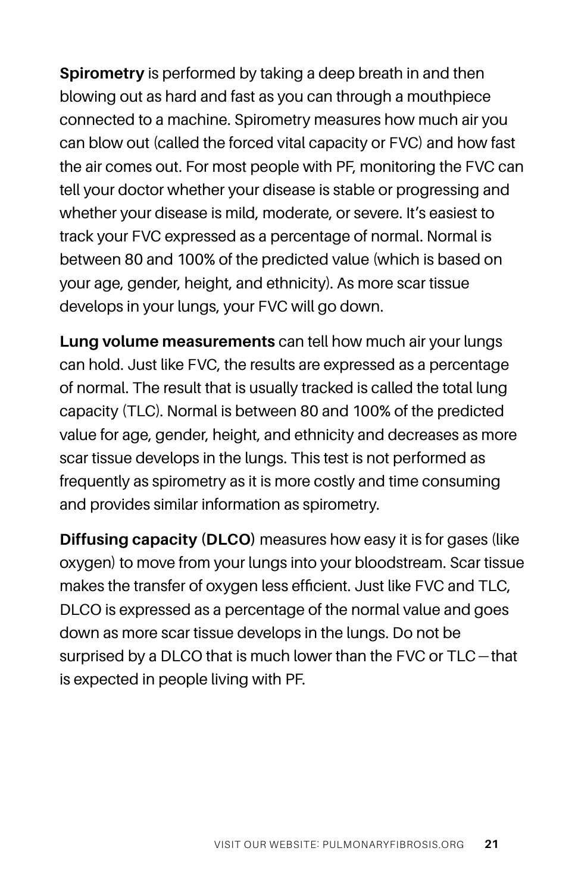**Spirometry** is performed by taking a deep breath in and then blowing out as hard and fast as you can through a mouthpiece connected to a machine. Spirometry measures how much air you can blow out (called the forced vital capacity or FVC) and how fast the air comes out. For most people with PF, monitoring the FVC can tell your doctor whether your disease is stable or progressing and whether your disease is mild, moderate, or severe. It's easiest to track your FVC expressed as a percentage of normal. Normal is between 80 and 100% of the predicted value (which is based on your age, gender, height, and ethnicity). As more scar tissue develops in your lungs, your FVC will go down.

**Lung volume measurements** can tell how much air your lungs can hold. Just like FVC, the results are expressed as a percentage of normal. The result that is usually tracked is called the total lung capacity (TLC). Normal is between 80 and 100% of the predicted value for age, gender, height, and ethnicity and decreases as more scar tissue develops in the lungs. This test is not performed as frequently as spirometry as it is more costly and time consuming and provides similar information as spirometry.

**Diffusing capacity (DLCO)** measures how easy it is for gases (like oxygen) to move from your lungs into your bloodstream. Scar tissue makes the transfer of oxygen less efficient. Just like FVC and TLC, DLCO is expressed as a percentage of the normal value and goes down as more scar tissue develops in the lungs. Do not be surprised by a DLCO that is much lower than the FVC or TLC—that is expected in people living with PF.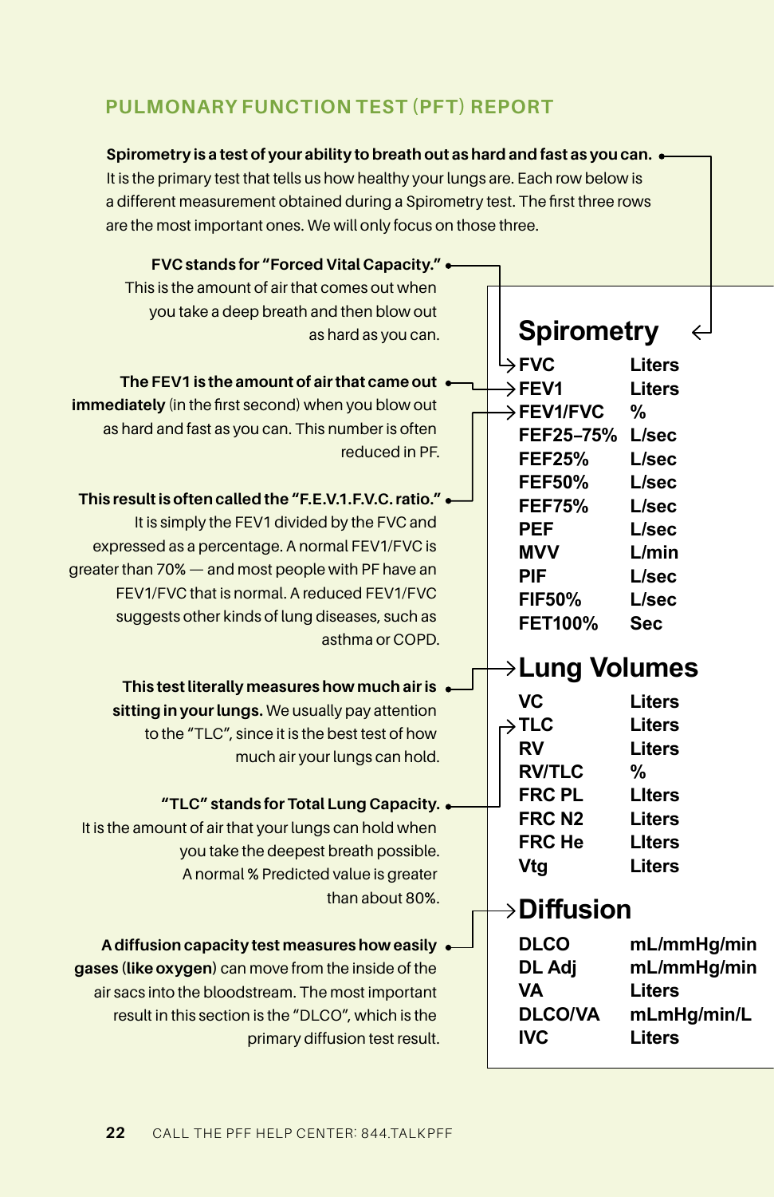## PULMONARY FUNCTION TEST (PFT) REPORT

**Spirometry is a test of your ability to breath out as hard and fast as you can.** It is the primary test that tells us how healthy your lungs are. Each row below is a different measurement obtained during a Spirometry test. The first three rows are the most important ones. We will only focus on those three.

**FVC stands for "Forced Vital Capacity."** This is the amount of air that comes out when you take a deep breath and then blow out as hard as you can.

**The FEV1 is the amount of air that came out immediately** (in the first second) when you blow out as hard and fast as you can. This number is often reduced in PF.

**This result is often called the "F.E.V.1.F.V.C. ratio."** It is simply the FEV1 divided by the FVC and expressed as a percentage. A normal FEV1/FVC is greater than 70% — and most people with PF have an FEV1/FVC that is normal. A reduced FEV1/FVC suggests other kinds of lung diseases, such as asthma or COPD.

**This test literally measures how much air is sitting in your lungs.** We usually pay attention to the "TLC", since it is the best test of how much air your lungs can hold.

**"TLC" stands for Total Lung Capacity.** It is the amount of air that your lungs can hold when you take the deepest breath possible. A normal % Predicted value is greater than about 80%.

**A diffusion capacity test measures how easily gases (like oxygen)** can move from the inside of the air sacs into the bloodstream. The most important result in this section is the "DLCO", which is the primary diffusion test result.

### Spirometry

| | |
|---|---|
| FVC | Liters |
| FEV1 | Liters |
| FEV1/FVC | % |
| FEF25–75% | L/sec |
| FEF25% | L/sec |
| FEF50% | L/sec |
| FEF75% | L/sec |
| PEF | L/sec |
| MVV | L/min |
| PIF | L/sec |
| FIF50% | L/sec |
| FET100% | Sec |

### Lung Volumes

| | |
|---|---|
| VC | Liters |
| TLC | Liters |
| RV | Liters |
| RV/TLC | % |
| FRC PL | LIters |
| FRC N2 | Liters |
| FRC He | LIters |
| Vtg | Liters |

### Diffusion

| | |
|---|---|
| DLCO | mL/mmHg/min |
| DL Adj | mL/mmHg/min |
| VA | Liters |
| DLCO/VA | mLmHg/min/L |
| IVC | Liters |

CALL THE PFF HELP CENTER: 844.TALKPFF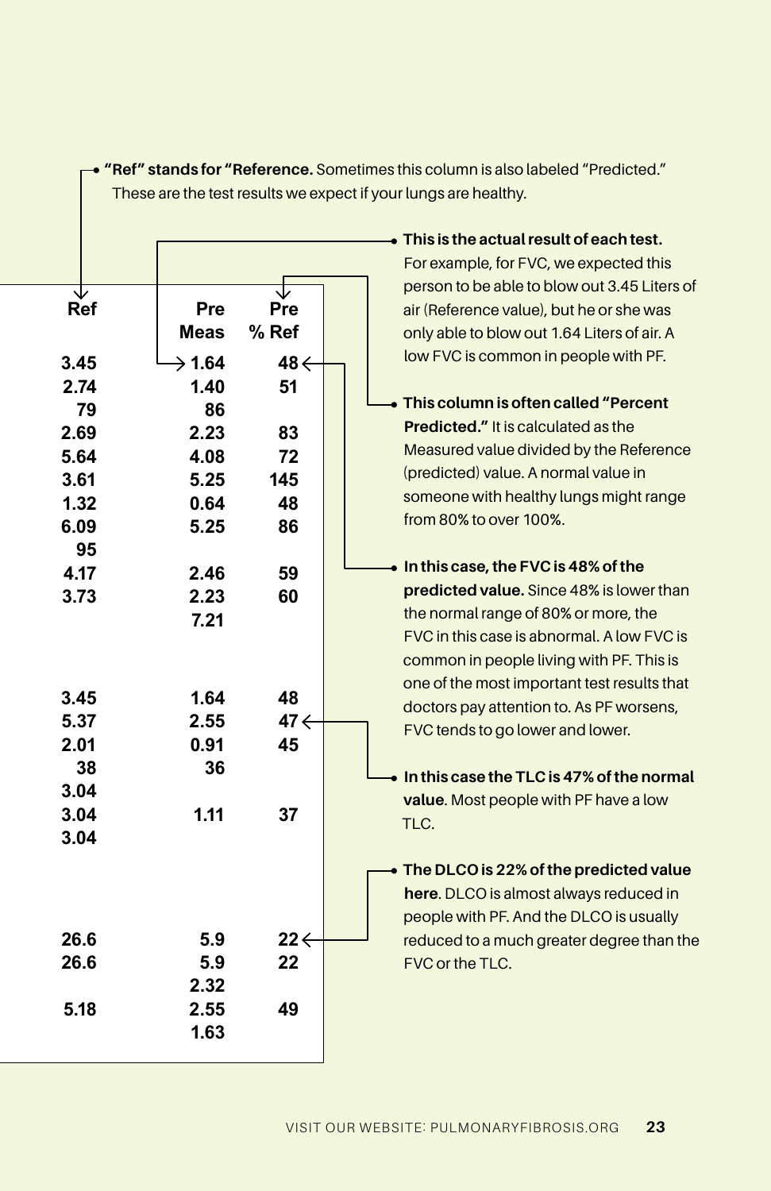**"Ref" stands for "Reference.** Sometimes this column is also labeled "Predicted." These are the test results we expect if your lungs are healthy.

| Ref | Pre Meas | Pre % Ref |
|---|---|---|
| 3.45 | 1.64 | 48 |
| 2.74 | 1.40 | 51 |
| 79 | 86 | |
| 2.69 | 2.23 | 83 |
| 5.64 | 4.08 | 72 |
| 3.61 | 5.25 | 145 |
| 1.32 | 0.64 | 48 |
| 6.09 | 5.25 | 86 |
| 95 | | |
| 4.17 | 2.46 | 59 |
| 3.73 | 2.23 | 60 |
| | 7.21 | |
| | | |
| 3.45 | 1.64 | 48 |
| 5.37 | 2.55 | 47 |
| 2.01 | 0.91 | 45 |
| 38 | 36 | |
| 3.04 | | |
| 3.04 | 1.11 | 37 |
| 3.04 | | |
| | | |
| 26.6 | 5.9 | 22 |
| 26.6 | 5.9 | 22 |
| | 2.32 | |
| 5.18 | 2.55 | 49 |
| | 1.63 | |

**This is the actual result of each test.** For example, for FVC, we expected this person to be able to blow out 3.45 Liters of air (Reference value), but he or she was only able to blow out 1.64 Liters of air. A low FVC is common in people with PF.

**This column is often called "Percent Predicted."** It is calculated as the Measured value divided by the Reference (predicted) value. A normal value in someone with healthy lungs might range from 80% to over 100%.

**In this case, the FVC is 48% of the predicted value.** Since 48% is lower than the normal range of 80% or more, the FVC in this case is abnormal. A low FVC is common in people living with PF. This is one of the most important test results that doctors pay attention to. As PF worsens, FVC tends to go lower and lower.

**In this case the TLC is 47% of the normal value**. Most people with PF have a low TLC.

**The DLCO is 22% of the predicted value here**. DLCO is almost always reduced in people with PF. And the DLCO is usually reduced to a much greater degree than the FVC or the TLC.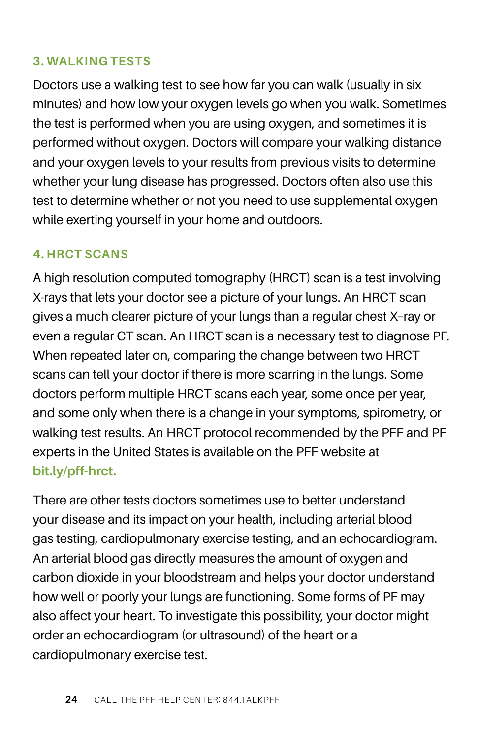### 3. WALKING TESTS

Doctors use a walking test to see how far you can walk (usually in six minutes) and how low your oxygen levels go when you walk. Sometimes the test is performed when you are using oxygen, and sometimes it is performed without oxygen. Doctors will compare your walking distance and your oxygen levels to your results from previous visits to determine whether your lung disease has progressed. Doctors often also use this test to determine whether or not you need to use supplemental oxygen while exerting yourself in your home and outdoors.

### 4. HRCT SCANS

A high resolution computed tomography (HRCT) scan is a test involving X-rays that lets your doctor see a picture of your lungs. An HRCT scan gives a much clearer picture of your lungs than a regular chest X-ray or even a regular CT scan. An HRCT scan is a necessary test to diagnose PF. When repeated later on, comparing the change between two HRCT scans can tell your doctor if there is more scarring in the lungs. Some doctors perform multiple HRCT scans each year, some once per year, and some only when there is a change in your symptoms, spirometry, or walking test results. An HRCT protocol recommended by the PFF and PF experts in the United States is available on the PFF website at bit.ly/pff-hrct.

There are other tests doctors sometimes use to better understand your disease and its impact on your health, including arterial blood gas testing, cardiopulmonary exercise testing, and an echocardiogram. An arterial blood gas directly measures the amount of oxygen and carbon dioxide in your bloodstream and helps your doctor understand how well or poorly your lungs are functioning. Some forms of PF may also affect your heart. To investigate this possibility, your doctor might order an echocardiogram (or ultrasound) of the heart or a cardiopulmonary exercise test.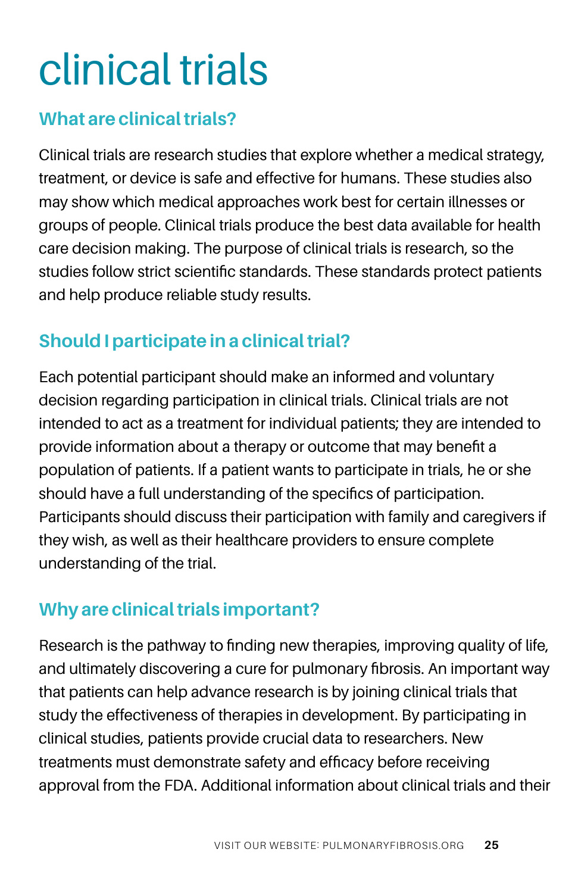# clinical trials

## What are clinical trials?

Clinical trials are research studies that explore whether a medical strategy, treatment, or device is safe and effective for humans. These studies also may show which medical approaches work best for certain illnesses or groups of people. Clinical trials produce the best data available for health care decision making. The purpose of clinical trials is research, so the studies follow strict scientific standards. These standards protect patients and help produce reliable study results.

## Should I participate in a clinical trial?

Each potential participant should make an informed and voluntary decision regarding participation in clinical trials. Clinical trials are not intended to act as a treatment for individual patients; they are intended to provide information about a therapy or outcome that may benefit a population of patients. If a patient wants to participate in trials, he or she should have a full understanding of the specifics of participation. Participants should discuss their participation with family and caregivers if they wish, as well as their healthcare providers to ensure complete understanding of the trial.

## Why are clinical trials important?

Research is the pathway to finding new therapies, improving quality of life, and ultimately discovering a cure for pulmonary fibrosis. An important way that patients can help advance research is by joining clinical trials that study the effectiveness of therapies in development. By participating in clinical studies, patients provide crucial data to researchers. New treatments must demonstrate safety and efficacy before receiving approval from the FDA. Additional information about clinical trials and their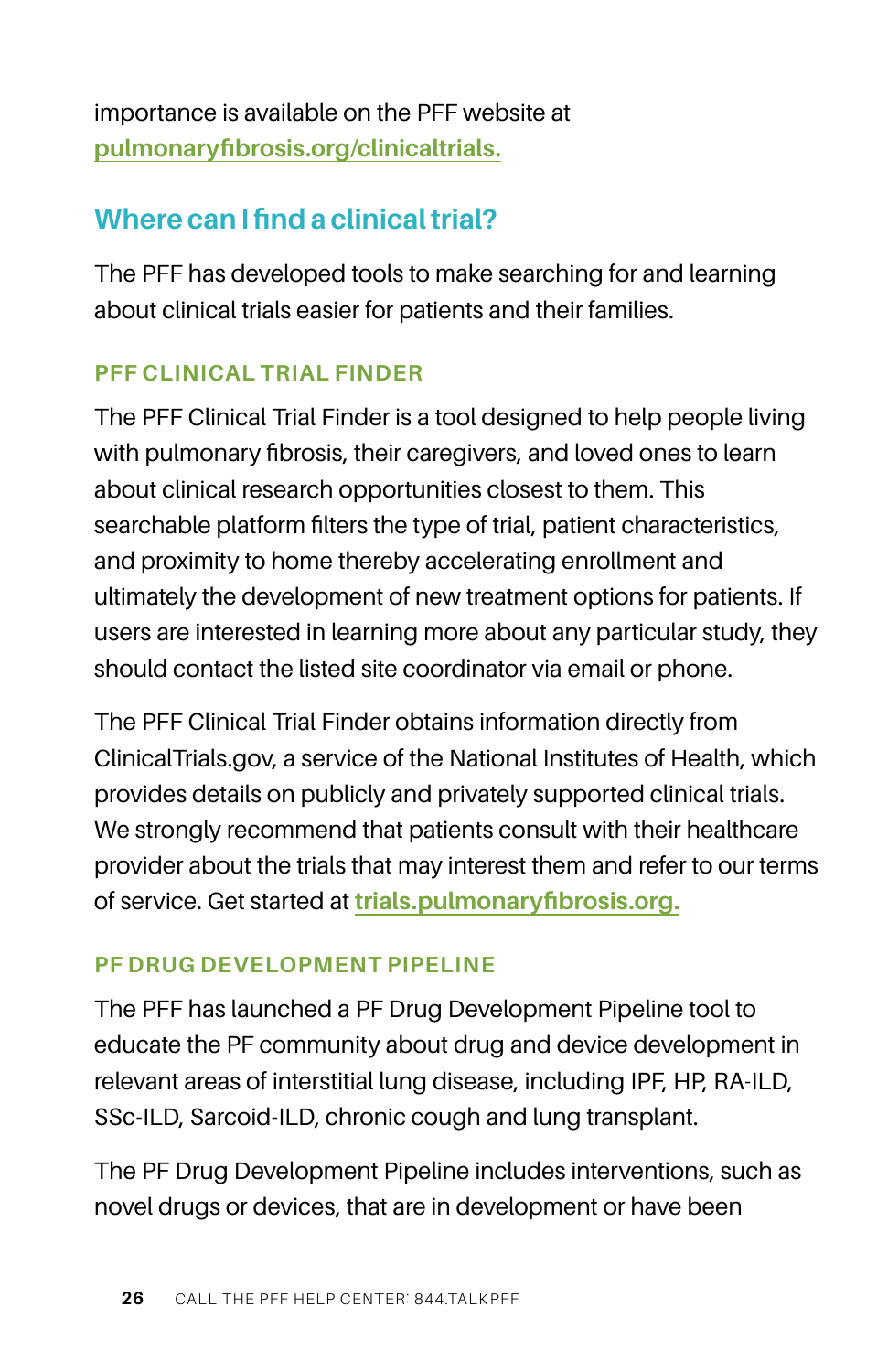importance is available on the PFF website at **pulmonaryfibrosis.org/clinicaltrials.**

## Where can I find a clinical trial?

The PFF has developed tools to make searching for and learning about clinical trials easier for patients and their families.

### PFF CLINICAL TRIAL FINDER

The PFF Clinical Trial Finder is a tool designed to help people living with pulmonary fibrosis, their caregivers, and loved ones to learn about clinical research opportunities closest to them. This searchable platform filters the type of trial, patient characteristics, and proximity to home thereby accelerating enrollment and ultimately the development of new treatment options for patients. If users are interested in learning more about any particular study, they should contact the listed site coordinator via email or phone.

The PFF Clinical Trial Finder obtains information directly from ClinicalTrials.gov, a service of the National Institutes of Health, which provides details on publicly and privately supported clinical trials. We strongly recommend that patients consult with their healthcare provider about the trials that may interest them and refer to our terms of service. Get started at **trials.pulmonaryfibrosis.org.**

### PF DRUG DEVELOPMENT PIPELINE

The PFF has launched a PF Drug Development Pipeline tool to educate the PF community about drug and device development in relevant areas of interstitial lung disease, including IPF, HP, RA-ILD, SSc-ILD, Sarcoid-ILD, chronic cough and lung transplant.

The PF Drug Development Pipeline includes interventions, such as novel drugs or devices, that are in development or have been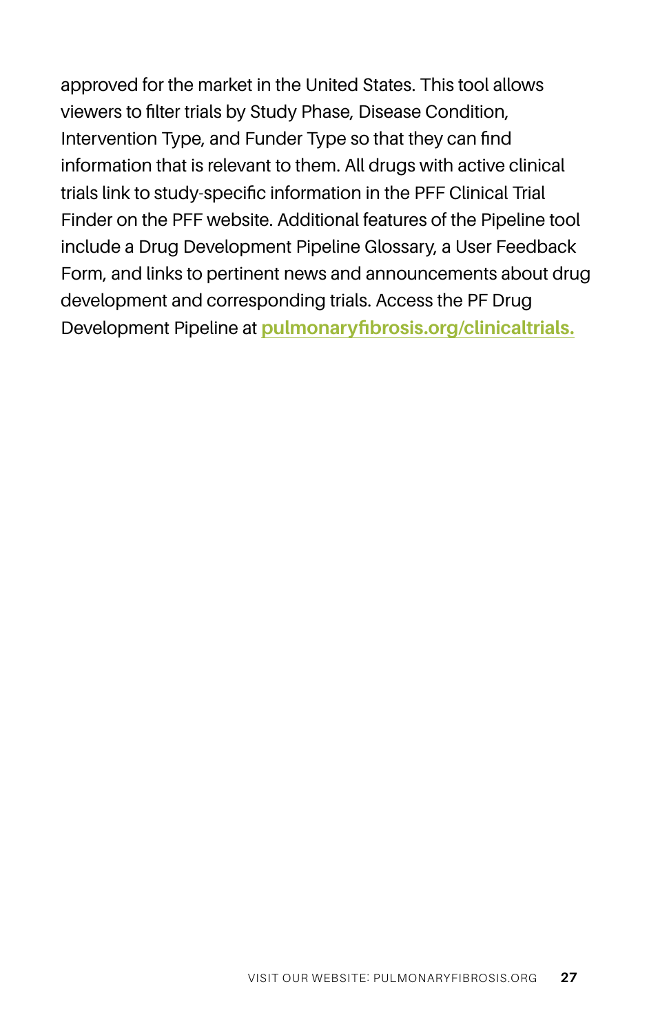approved for the market in the United States. This tool allows viewers to filter trials by Study Phase, Disease Condition, Intervention Type, and Funder Type so that they can find information that is relevant to them. All drugs with active clinical trials link to study-specific information in the PFF Clinical Trial Finder on the PFF website. Additional features of the Pipeline tool include a Drug Development Pipeline Glossary, a User Feedback Form, and links to pertinent news and announcements about drug development and corresponding trials. Access the PF Drug Development Pipeline at **pulmonaryfibrosis.org/clinicaltrials.**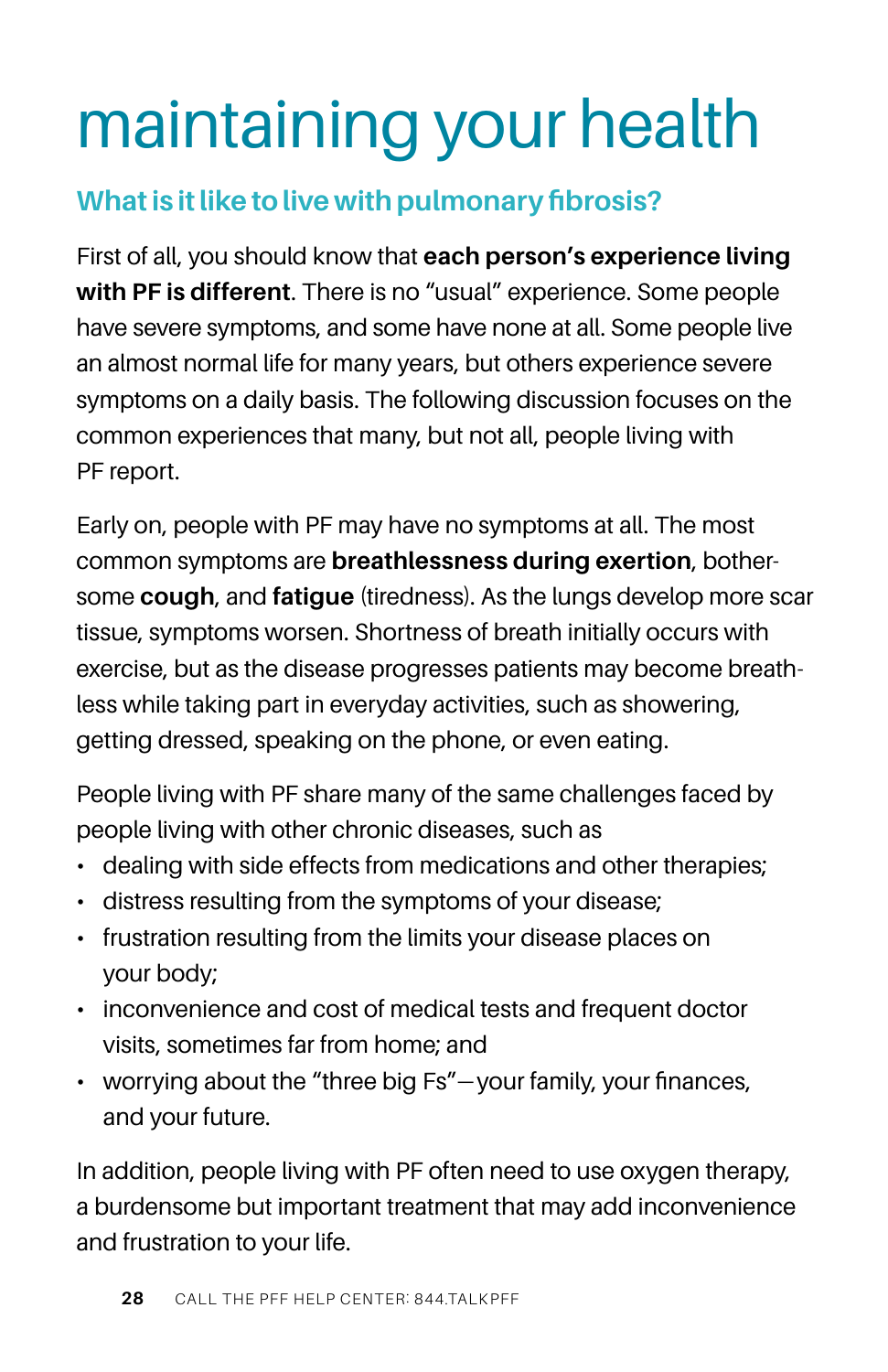# maintaining your health

## What is it like to live with pulmonary fibrosis?

First of all, you should know that **each person's experience living with PF is different**. There is no "usual" experience. Some people have severe symptoms, and some have none at all. Some people live an almost normal life for many years, but others experience severe symptoms on a daily basis. The following discussion focuses on the common experiences that many, but not all, people living with PF report.

Early on, people with PF may have no symptoms at all. The most common symptoms are **breathlessness during exertion**, bothersome **cough**, and **fatigue** (tiredness). As the lungs develop more scar tissue, symptoms worsen. Shortness of breath initially occurs with exercise, but as the disease progresses patients may become breathless while taking part in everyday activities, such as showering, getting dressed, speaking on the phone, or even eating.

People living with PF share many of the same challenges faced by people living with other chronic diseases, such as

- dealing with side effects from medications and other therapies;
- distress resulting from the symptoms of your disease;
- frustration resulting from the limits your disease places on your body;
- inconvenience and cost of medical tests and frequent doctor visits, sometimes far from home; and
- worrying about the "three big Fs"—your family, your finances, and your future.

In addition, people living with PF often need to use oxygen therapy, a burdensome but important treatment that may add inconvenience and frustration to your life.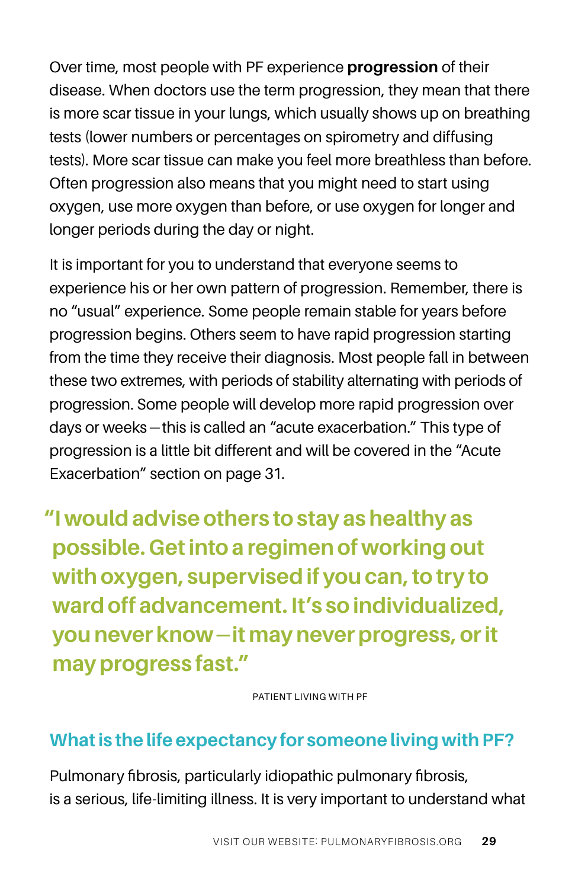Over time, most people with PF experience **progression** of their disease. When doctors use the term progression, they mean that there is more scar tissue in your lungs, which usually shows up on breathing tests (lower numbers or percentages on spirometry and diffusing tests). More scar tissue can make you feel more breathless than before. Often progression also means that you might need to start using oxygen, use more oxygen than before, or use oxygen for longer and longer periods during the day or night.

It is important for you to understand that everyone seems to experience his or her own pattern of progression. Remember, there is no "usual" experience. Some people remain stable for years before progression begins. Others seem to have rapid progression starting from the time they receive their diagnosis. Most people fall in between these two extremes, with periods of stability alternating with periods of progression. Some people will develop more rapid progression over days or weeks—this is called an "acute exacerbation." This type of progression is a little bit different and will be covered in the "Acute Exacerbation" section on page 31.

> **"I would advise others to stay as healthy as possible. Get into a regimen of working out with oxygen, supervised if you can, to try to ward off advancement. It's so individualized, you never know—it may never progress, or it may progress fast."**
>
> PATIENT LIVING WITH PF

## What is the life expectancy for someone living with PF?

Pulmonary fibrosis, particularly idiopathic pulmonary fibrosis, is a serious, life-limiting illness. It is very important to understand what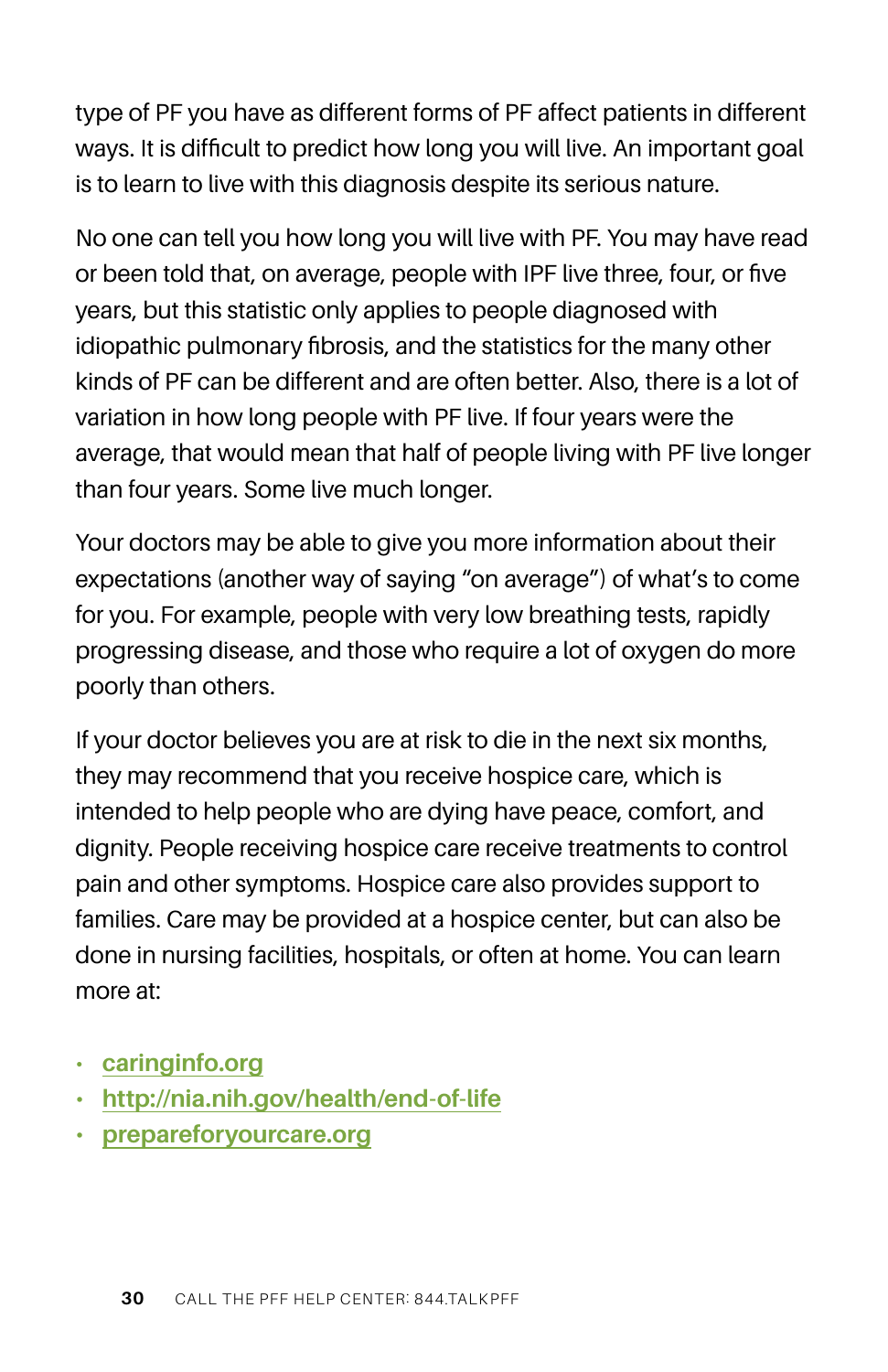type of PF you have as different forms of PF affect patients in different ways. It is difficult to predict how long you will live. An important goal is to learn to live with this diagnosis despite its serious nature.

No one can tell you how long you will live with PF. You may have read or been told that, on average, people with IPF live three, four, or five years, but this statistic only applies to people diagnosed with idiopathic pulmonary fibrosis, and the statistics for the many other kinds of PF can be different and are often better. Also, there is a lot of variation in how long people with PF live. If four years were the average, that would mean that half of people living with PF live longer than four years. Some live much longer.

Your doctors may be able to give you more information about their expectations (another way of saying "on average") of what's to come for you. For example, people with very low breathing tests, rapidly progressing disease, and those who require a lot of oxygen do more poorly than others.

If your doctor believes you are at risk to die in the next six months, they may recommend that you receive hospice care, which is intended to help people who are dying have peace, comfort, and dignity. People receiving hospice care receive treatments to control pain and other symptoms. Hospice care also provides support to families. Care may be provided at a hospice center, but can also be done in nursing facilities, hospitals, or often at home. You can learn more at:

- caringinfo.org
- http://nia.nih.gov/health/end-of-life
- prepareforyourcare.org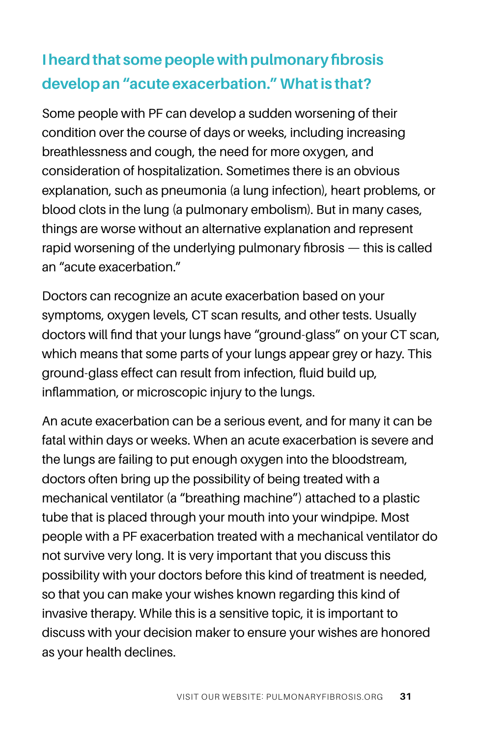## I heard that some people with pulmonary fibrosis develop an "acute exacerbation." What is that?

Some people with PF can develop a sudden worsening of their condition over the course of days or weeks, including increasing breathlessness and cough, the need for more oxygen, and consideration of hospitalization. Sometimes there is an obvious explanation, such as pneumonia (a lung infection), heart problems, or blood clots in the lung (a pulmonary embolism). But in many cases, things are worse without an alternative explanation and represent rapid worsening of the underlying pulmonary fibrosis — this is called an "acute exacerbation."

Doctors can recognize an acute exacerbation based on your symptoms, oxygen levels, CT scan results, and other tests. Usually doctors will find that your lungs have "ground-glass" on your CT scan, which means that some parts of your lungs appear grey or hazy. This ground-glass effect can result from infection, fluid build up, inflammation, or microscopic injury to the lungs.

An acute exacerbation can be a serious event, and for many it can be fatal within days or weeks. When an acute exacerbation is severe and the lungs are failing to put enough oxygen into the bloodstream, doctors often bring up the possibility of being treated with a mechanical ventilator (a "breathing machine") attached to a plastic tube that is placed through your mouth into your windpipe. Most people with a PF exacerbation treated with a mechanical ventilator do not survive very long. It is very important that you discuss this possibility with your doctors before this kind of treatment is needed, so that you can make your wishes known regarding this kind of invasive therapy. While this is a sensitive topic, it is important to discuss with your decision maker to ensure your wishes are honored as your health declines.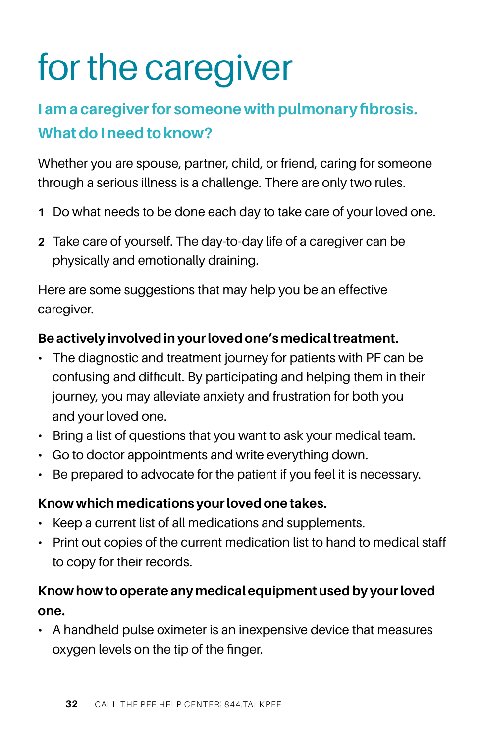# for the caregiver

## I am a caregiver for someone with pulmonary fibrosis. What do I need to know?

Whether you are spouse, partner, child, or friend, caring for someone through a serious illness is a challenge. There are only two rules.

1. Do what needs to be done each day to take care of your loved one.
2. Take care of yourself. The day-to-day life of a caregiver can be physically and emotionally draining.

Here are some suggestions that may help you be an effective caregiver.

**Be actively involved in your loved one's medical treatment.**

- The diagnostic and treatment journey for patients with PF can be confusing and difficult. By participating and helping them in their journey, you may alleviate anxiety and frustration for both you and your loved one.
- Bring a list of questions that you want to ask your medical team.
- Go to doctor appointments and write everything down.
- Be prepared to advocate for the patient if you feel it is necessary.

**Know which medications your loved one takes.**

- Keep a current list of all medications and supplements.
- Print out copies of the current medication list to hand to medical staff to copy for their records.

**Know how to operate any medical equipment used by your loved one.**

- A handheld pulse oximeter is an inexpensive device that measures oxygen levels on the tip of the finger.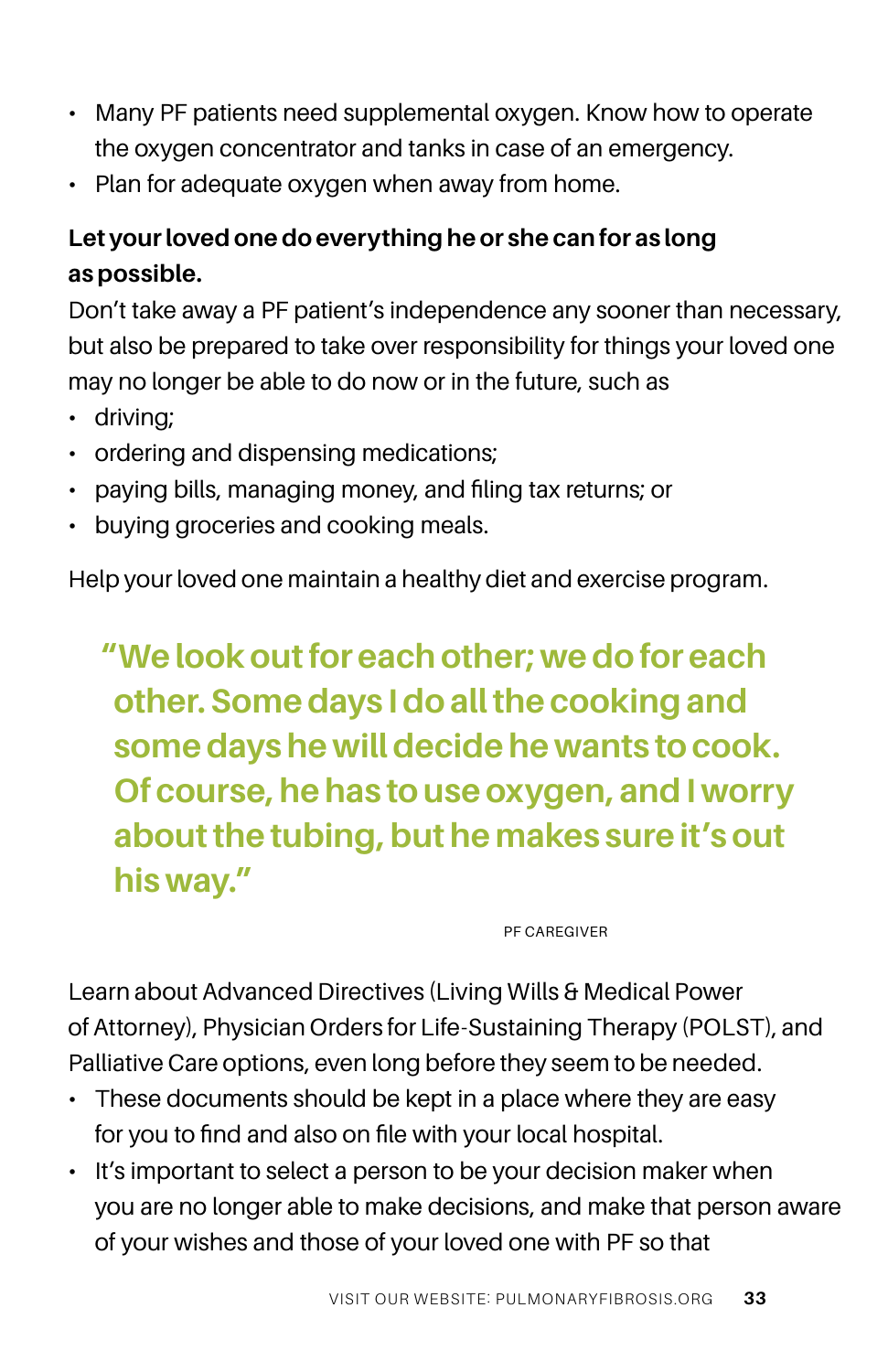- Many PF patients need supplemental oxygen. Know how to operate the oxygen concentrator and tanks in case of an emergency.
- Plan for adequate oxygen when away from home.

**Let your loved one do everything he or she can for as long as possible.**

Don't take away a PF patient's independence any sooner than necessary, but also be prepared to take over responsibility for things your loved one may no longer be able to do now or in the future, such as

- driving;
- ordering and dispensing medications;
- paying bills, managing money, and filing tax returns; or
- buying groceries and cooking meals.

Help your loved one maintain a healthy diet and exercise program.

> **"We look out for each other; we do for each other. Some days I do all the cooking and some days he will decide he wants to cook. Of course, he has to use oxygen, and I worry about the tubing, but he makes sure it's out his way."**
>
> PF CAREGIVER

Learn about Advanced Directives (Living Wills & Medical Power of Attorney), Physician Orders for Life-Sustaining Therapy (POLST), and Palliative Care options, even long before they seem to be needed.

- These documents should be kept in a place where they are easy for you to find and also on file with your local hospital.
- It's important to select a person to be your decision maker when you are no longer able to make decisions, and make that person aware of your wishes and those of your loved one with PF so that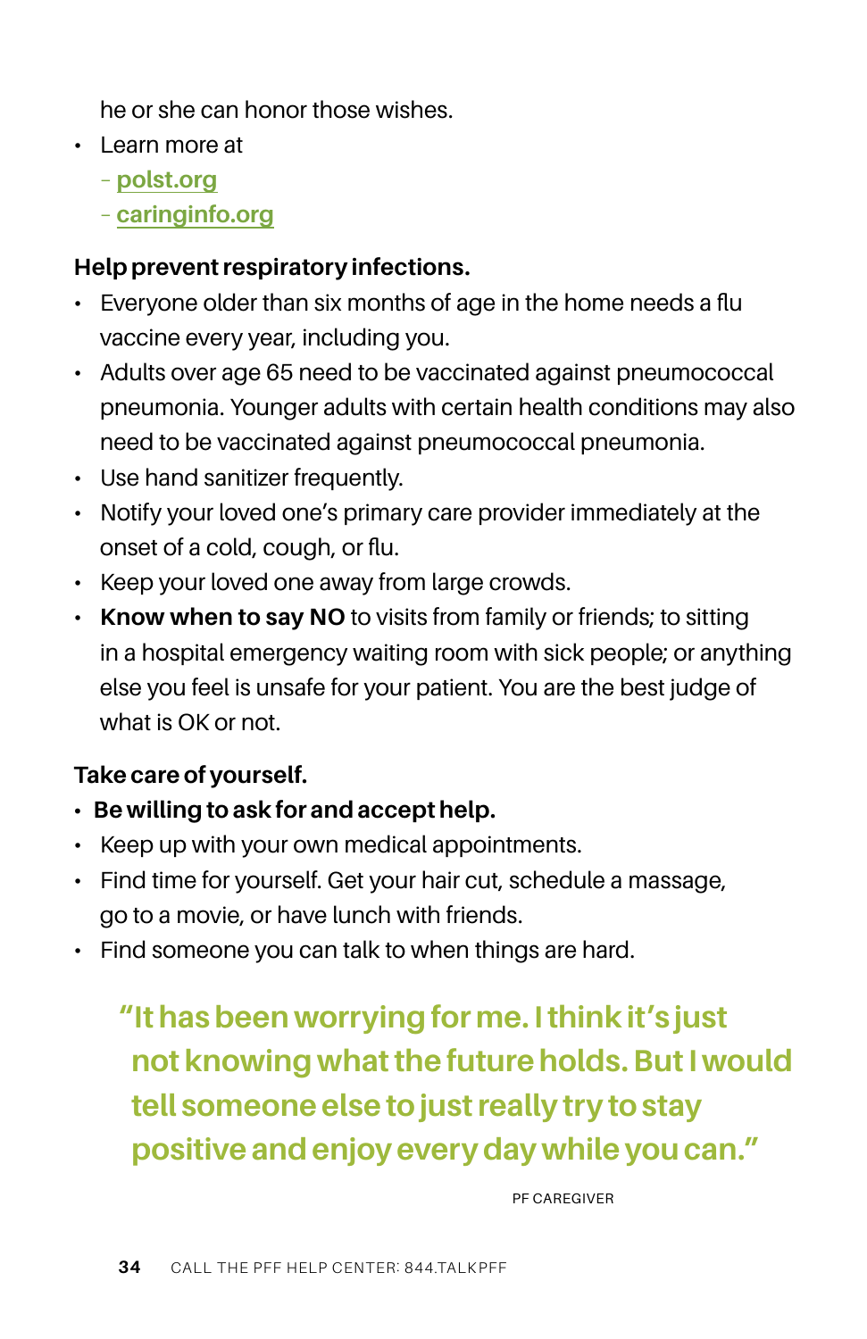he or she can honor those wishes.

- Learn more at
  - polst.org
  - caringinfo.org

**Help prevent respiratory infections.**

- Everyone older than six months of age in the home needs a flu vaccine every year, including you.
- Adults over age 65 need to be vaccinated against pneumococcal pneumonia. Younger adults with certain health conditions may also need to be vaccinated against pneumococcal pneumonia.
- Use hand sanitizer frequently.
- Notify your loved one's primary care provider immediately at the onset of a cold, cough, or flu.
- Keep your loved one away from large crowds.
- **Know when to say NO** to visits from family or friends; to sitting in a hospital emergency waiting room with sick people; or anything else you feel is unsafe for your patient. You are the best judge of what is OK or not.

**Take care of yourself.**

- **Be willing to ask for and accept help.**
- Keep up with your own medical appointments.
- Find time for yourself. Get your hair cut, schedule a massage, go to a movie, or have lunch with friends.
- Find someone you can talk to when things are hard.

> **"It has been worrying for me. I think it's just not knowing what the future holds. But I would tell someone else to just really try to stay positive and enjoy every day while you can."**
>
> PF CAREGIVER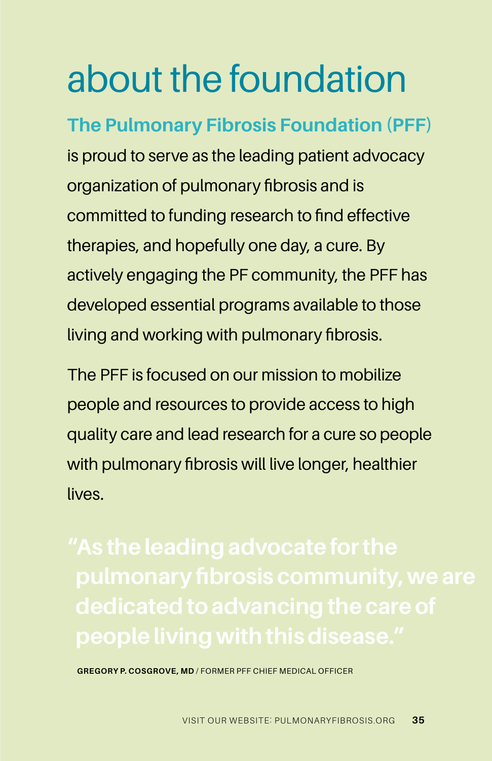# about the foundation

**The Pulmonary Fibrosis Foundation (PFF)** is proud to serve as the leading patient advocacy organization of pulmonary fibrosis and is committed to funding research to find effective therapies, and hopefully one day, a cure. By actively engaging the PF community, the PFF has developed essential programs available to those living and working with pulmonary fibrosis.

The PFF is focused on our mission to mobilize people and resources to provide access to high quality care and lead research for a cure so people with pulmonary fibrosis will live longer, healthier lives.

> **"As the leading advocate for the pulmonary fibrosis community, we are dedicated to advancing the care of people living with this disease."**

**GREGORY P. COSGROVE, MD** / FORMER PFF CHIEF MEDICAL OFFICER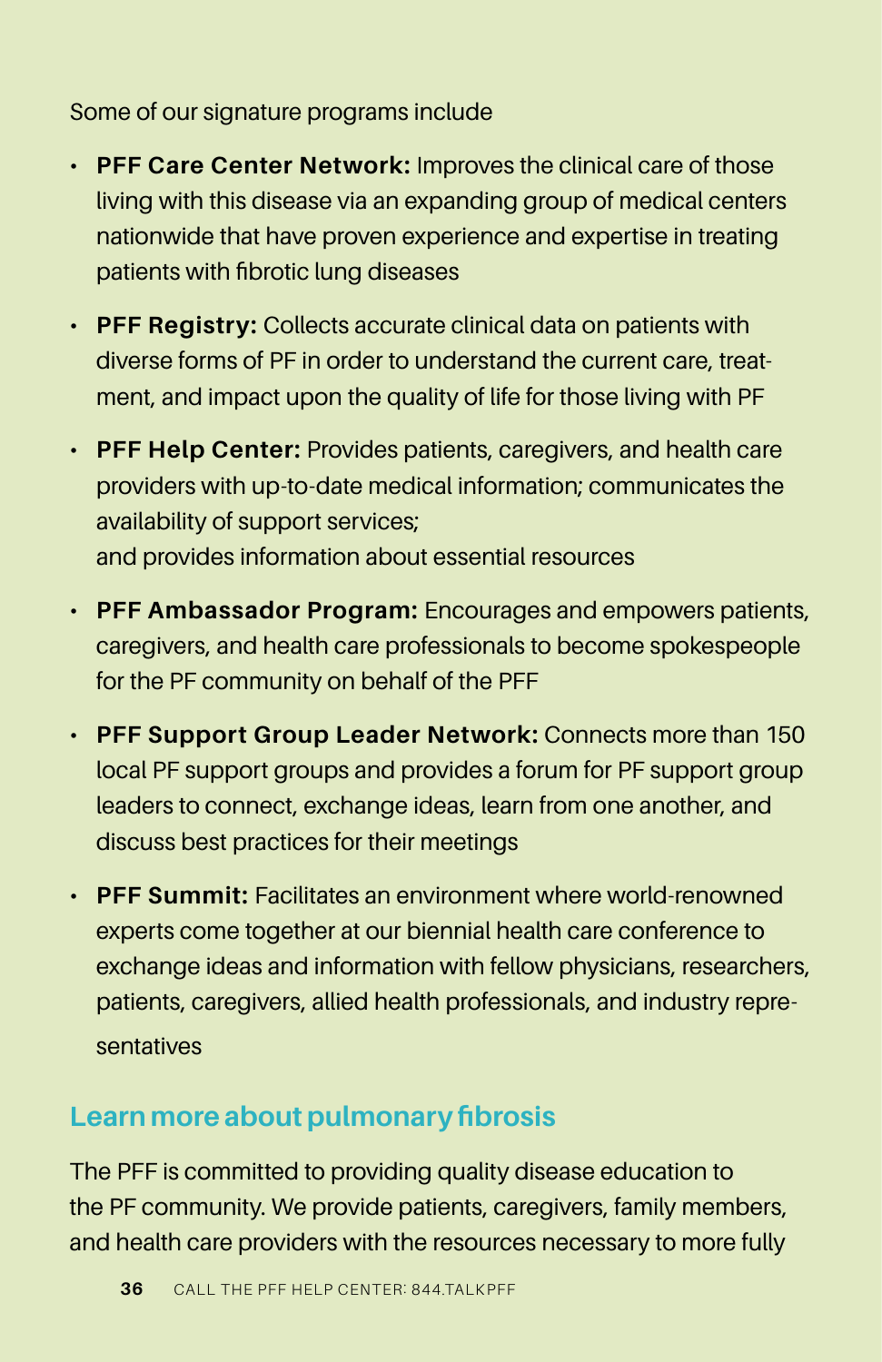Some of our signature programs include

- **PFF Care Center Network:** Improves the clinical care of those living with this disease via an expanding group of medical centers nationwide that have proven experience and expertise in treating patients with fibrotic lung diseases
- **PFF Registry:** Collects accurate clinical data on patients with diverse forms of PF in order to understand the current care, treatment, and impact upon the quality of life for those living with PF
- **PFF Help Center:** Provides patients, caregivers, and health care providers with up-to-date medical information; communicates the availability of support services; and provides information about essential resources
- **PFF Ambassador Program:** Encourages and empowers patients, caregivers, and health care professionals to become spokespeople for the PF community on behalf of the PFF
- **PFF Support Group Leader Network:** Connects more than 150 local PF support groups and provides a forum for PF support group leaders to connect, exchange ideas, learn from one another, and discuss best practices for their meetings
- **PFF Summit:** Facilitates an environment where world-renowned experts come together at our biennial health care conference to exchange ideas and information with fellow physicians, researchers, patients, caregivers, allied health professionals, and industry representatives

## Learn more about pulmonary fibrosis

The PFF is committed to providing quality disease education to the PF community. We provide patients, caregivers, family members, and health care providers with the resources necessary to more fully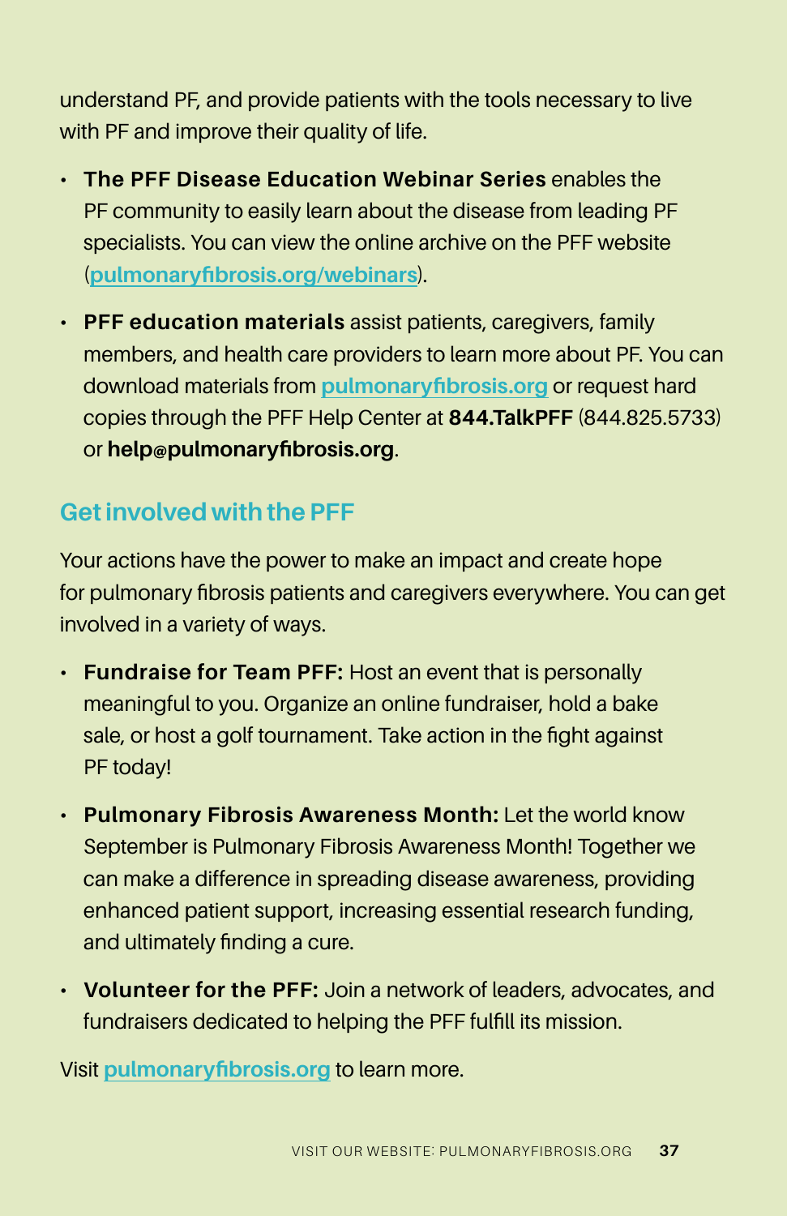understand PF, and provide patients with the tools necessary to live with PF and improve their quality of life.

- **The PFF Disease Education Webinar Series** enables the PF community to easily learn about the disease from leading PF specialists. You can view the online archive on the PFF website (pulmonaryfibrosis.org/webinars).
- **PFF education materials** assist patients, caregivers, family members, and health care providers to learn more about PF. You can download materials from pulmonaryfibrosis.org or request hard copies through the PFF Help Center at **844.TalkPFF** (844.825.5733) or **help@pulmonaryfibrosis.org**.

## Get involved with the PFF

Your actions have the power to make an impact and create hope for pulmonary fibrosis patients and caregivers everywhere. You can get involved in a variety of ways.

- **Fundraise for Team PFF:** Host an event that is personally meaningful to you. Organize an online fundraiser, hold a bake sale, or host a golf tournament. Take action in the fight against PF today!
- **Pulmonary Fibrosis Awareness Month:** Let the world know September is Pulmonary Fibrosis Awareness Month! Together we can make a difference in spreading disease awareness, providing enhanced patient support, increasing essential research funding, and ultimately finding a cure.
- **Volunteer for the PFF:** Join a network of leaders, advocates, and fundraisers dedicated to helping the PFF fulfill its mission.

Visit pulmonaryfibrosis.org to learn more.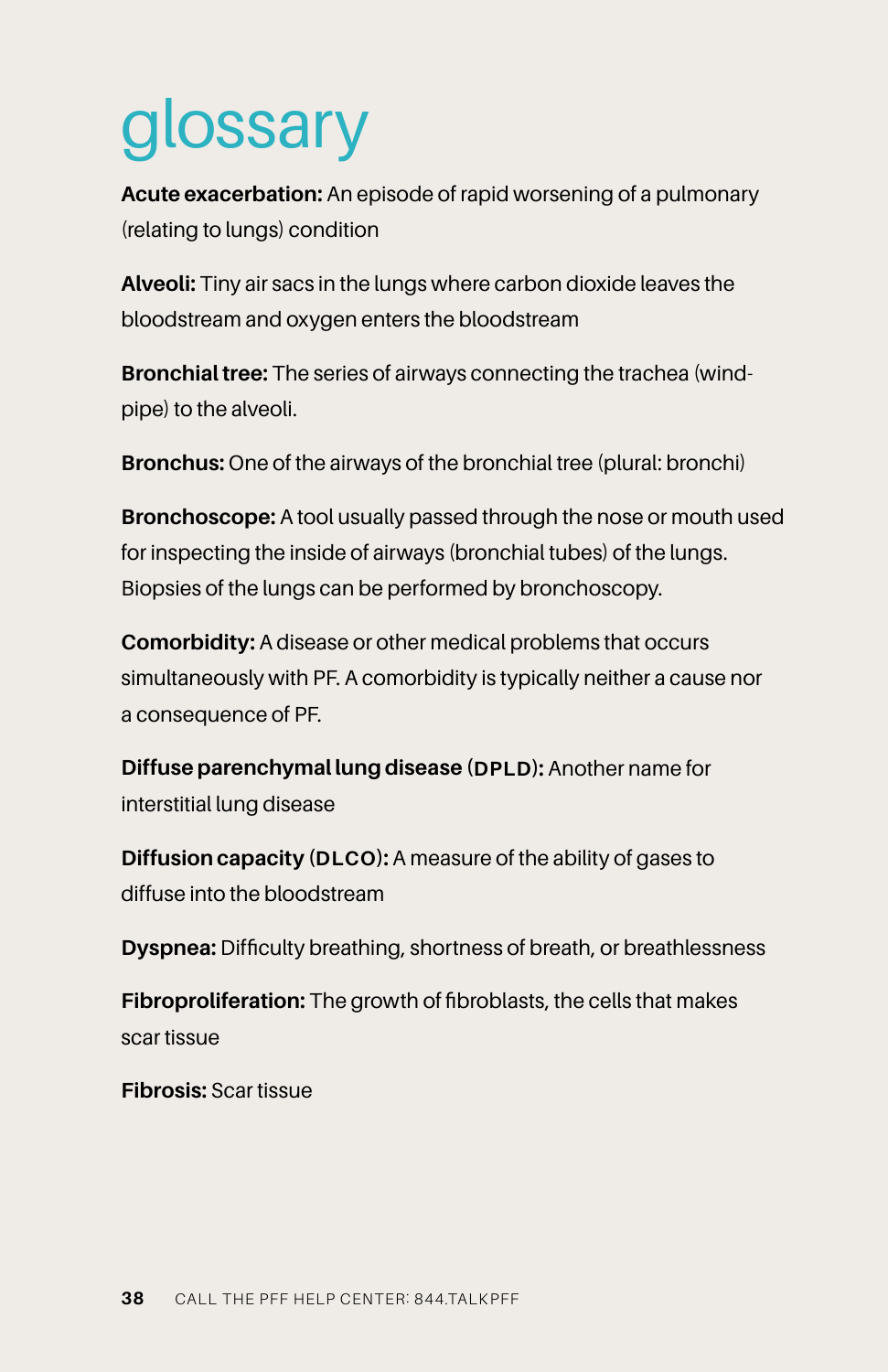# glossary

**Acute exacerbation:** An episode of rapid worsening of a pulmonary (relating to lungs) condition

**Alveoli:** Tiny air sacs in the lungs where carbon dioxide leaves the bloodstream and oxygen enters the bloodstream

**Bronchial tree:** The series of airways connecting the trachea (wind-pipe) to the alveoli.

**Bronchus:** One of the airways of the bronchial tree (plural: bronchi)

**Bronchoscope:** A tool usually passed through the nose or mouth used for inspecting the inside of airways (bronchial tubes) of the lungs. Biopsies of the lungs can be performed by bronchoscopy.

**Comorbidity:** A disease or other medical problems that occurs simultaneously with PF. A comorbidity is typically neither a cause nor a consequence of PF.

**Diffuse parenchymal lung disease (DPLD):** Another name for interstitial lung disease

**Diffusion capacity (DLCO):** A measure of the ability of gases to diffuse into the bloodstream

**Dyspnea:** Difficulty breathing, shortness of breath, or breathlessness

**Fibroproliferation:** The growth of fibroblasts, the cells that makes scar tissue

**Fibrosis:** Scar tissue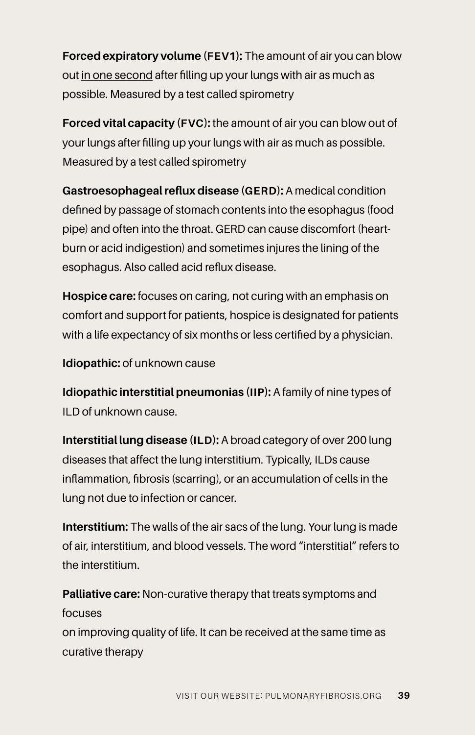**Forced expiratory volume (FEV1):** The amount of air you can blow out <u>in one second</u> after filling up your lungs with air as much as possible. Measured by a test called spirometry

**Forced vital capacity (FVC):** the amount of air you can blow out of your lungs after filling up your lungs with air as much as possible. Measured by a test called spirometry

**Gastroesophageal reflux disease (GERD):** A medical condition defined by passage of stomach contents into the esophagus (food pipe) and often into the throat. GERD can cause discomfort (heart-burn or acid indigestion) and sometimes injures the lining of the esophagus. Also called acid reflux disease.

**Hospice care:** focuses on caring, not curing with an emphasis on comfort and support for patients, hospice is designated for patients with a life expectancy of six months or less certified by a physician.

**Idiopathic:** of unknown cause

**Idiopathic interstitial pneumonias (IIP):** A family of nine types of ILD of unknown cause.

**Interstitial lung disease (ILD):** A broad category of over 200 lung diseases that affect the lung interstitium. Typically, ILDs cause inflammation, fibrosis (scarring), or an accumulation of cells in the lung not due to infection or cancer.

**Interstitium:** The walls of the air sacs of the lung. Your lung is made of air, interstitium, and blood vessels. The word "interstitial" refers to the interstitium.

**Palliative care:** Non-curative therapy that treats symptoms and focuses on improving quality of life. It can be received at the same time as curative therapy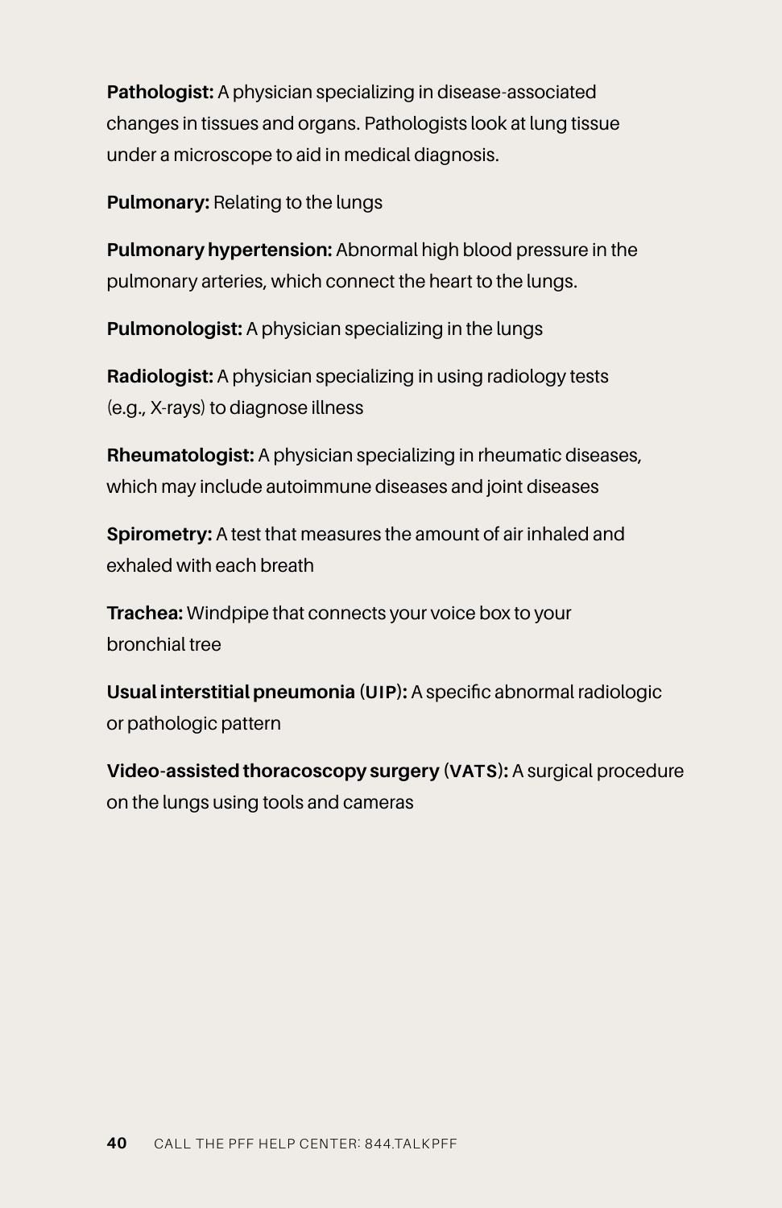**Pathologist:** A physician specializing in disease-associated changes in tissues and organs. Pathologists look at lung tissue under a microscope to aid in medical diagnosis.

**Pulmonary:** Relating to the lungs

**Pulmonary hypertension:** Abnormal high blood pressure in the pulmonary arteries, which connect the heart to the lungs.

**Pulmonologist:** A physician specializing in the lungs

**Radiologist:** A physician specializing in using radiology tests (e.g., X-rays) to diagnose illness

**Rheumatologist:** A physician specializing in rheumatic diseases, which may include autoimmune diseases and joint diseases

**Spirometry:** A test that measures the amount of air inhaled and exhaled with each breath

**Trachea:** Windpipe that connects your voice box to your bronchial tree

**Usual interstitial pneumonia (UIP):** A specific abnormal radiologic or pathologic pattern

**Video-assisted thoracoscopy surgery (VATS):** A surgical procedure on the lungs using tools and cameras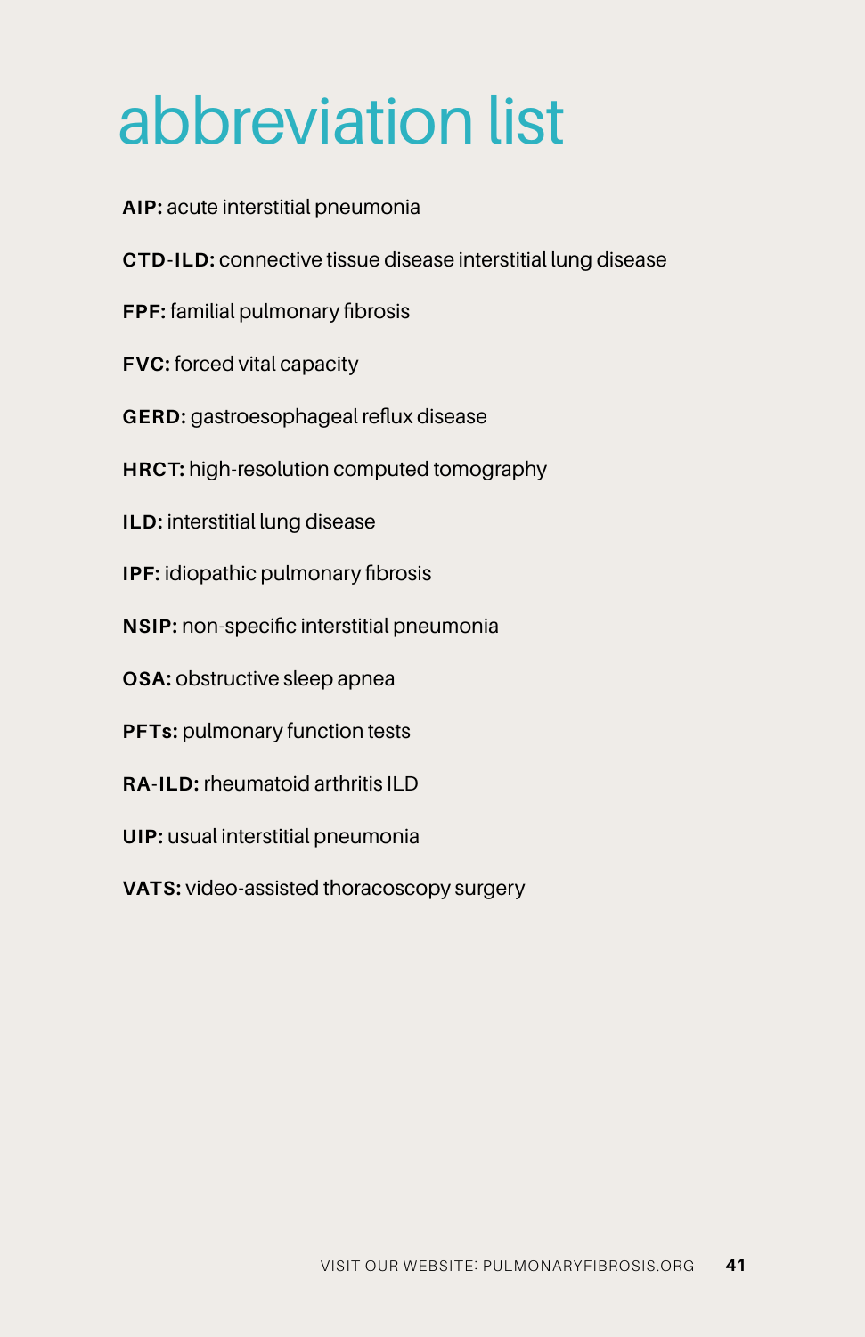# abbreviation list

**AIP:** acute interstitial pneumonia

**CTD-ILD:** connective tissue disease interstitial lung disease

**FPF:** familial pulmonary fibrosis

**FVC:** forced vital capacity

**GERD:** gastroesophageal reflux disease

**HRCT:** high-resolution computed tomography

**ILD:** interstitial lung disease

**IPF:** idiopathic pulmonary fibrosis

**NSIP:** non-specific interstitial pneumonia

**OSA:** obstructive sleep apnea

**PFTs:** pulmonary function tests

**RA-ILD:** rheumatoid arthritis ILD

**UIP:** usual interstitial pneumonia

**VATS:** video-assisted thoracoscopy surgery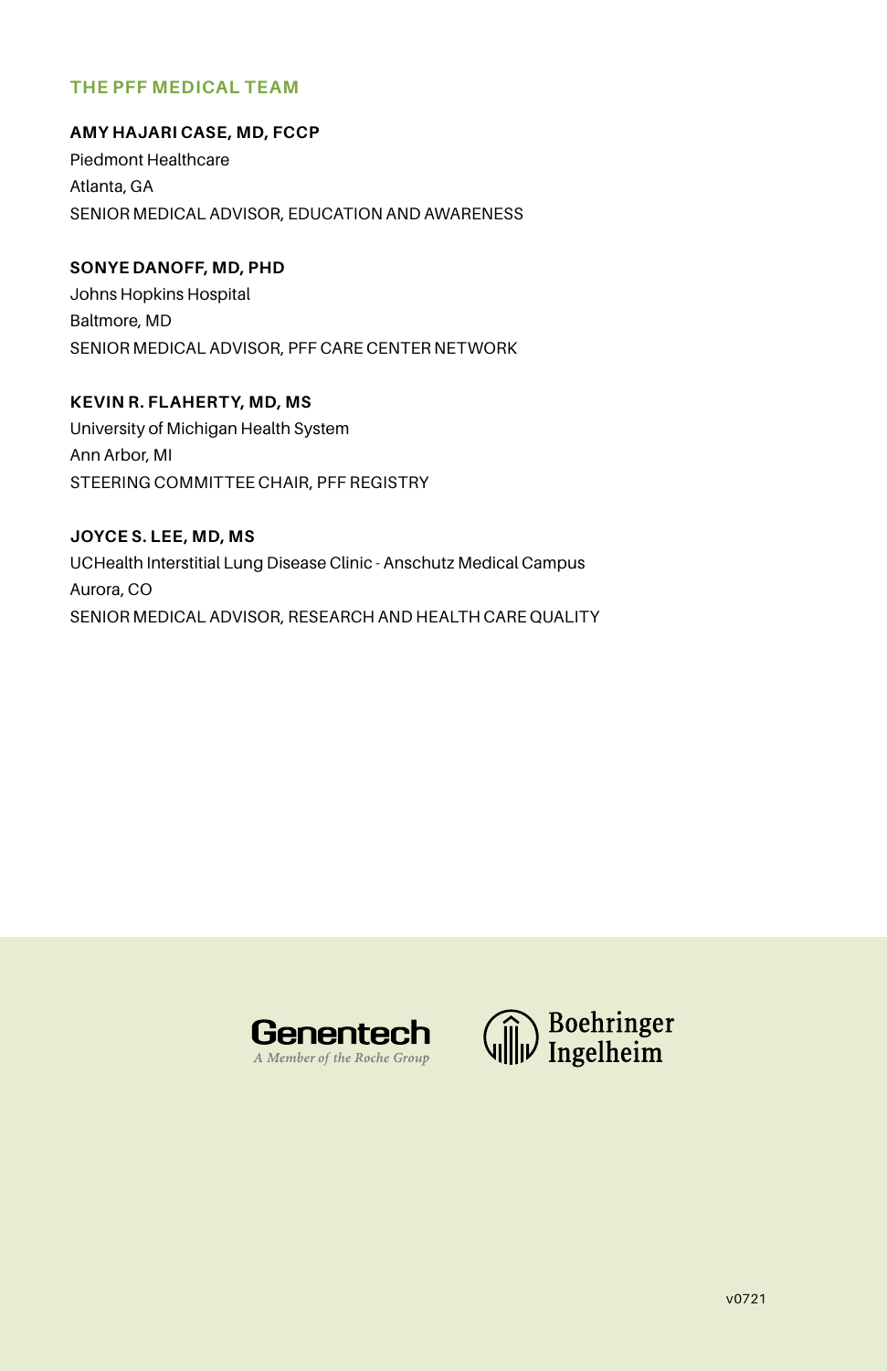## THE PFF MEDICAL TEAM

**AMY HAJARI CASE, MD, FCCP**
Piedmont Healthcare
Atlanta, GA
SENIOR MEDICAL ADVISOR, EDUCATION AND AWARENESS

**SONYE DANOFF, MD, PHD**
Johns Hopkins Hospital
Baltmore, MD
SENIOR MEDICAL ADVISOR, PFF CARE CENTER NETWORK

**KEVIN R. FLAHERTY, MD, MS**
University of Michigan Health System
Ann Arbor, MI
STEERING COMMITTEE CHAIR, PFF REGISTRY

**JOYCE S. LEE, MD, MS**
UCHealth Interstitial Lung Disease Clinic - Anschutz Medical Campus
Aurora, CO
SENIOR MEDICAL ADVISOR, RESEARCH AND HEALTH CARE QUALITY

Genentech
*A Member of the Roche Group*

Boehringer Ingelheim

v0721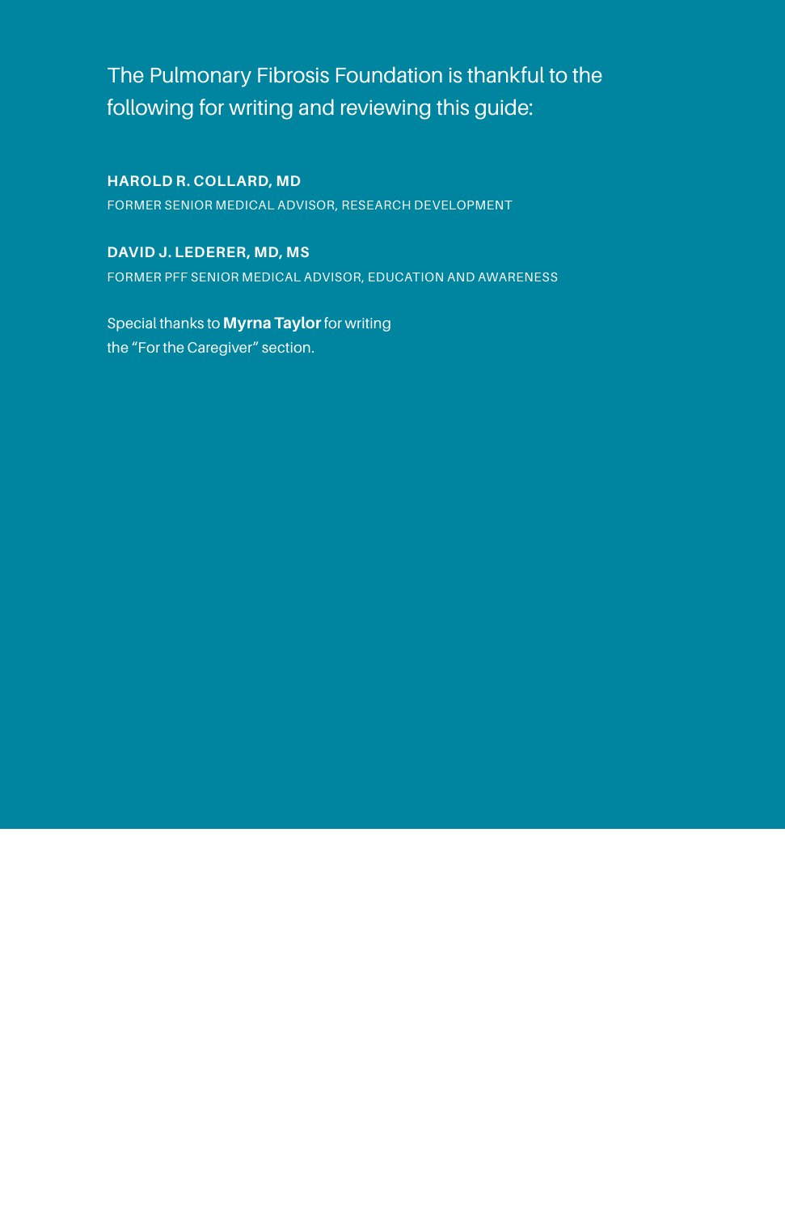The Pulmonary Fibrosis Foundation is thankful to the following for writing and reviewing this guide:

**HAROLD R. COLLARD, MD**
FORMER SENIOR MEDICAL ADVISOR, RESEARCH DEVELOPMENT

**DAVID J. LEDERER, MD, MS**
FORMER PFF SENIOR MEDICAL ADVISOR, EDUCATION AND AWARENESS

Special thanks to **Myrna Taylor** for writing the "For the Caregiver" section.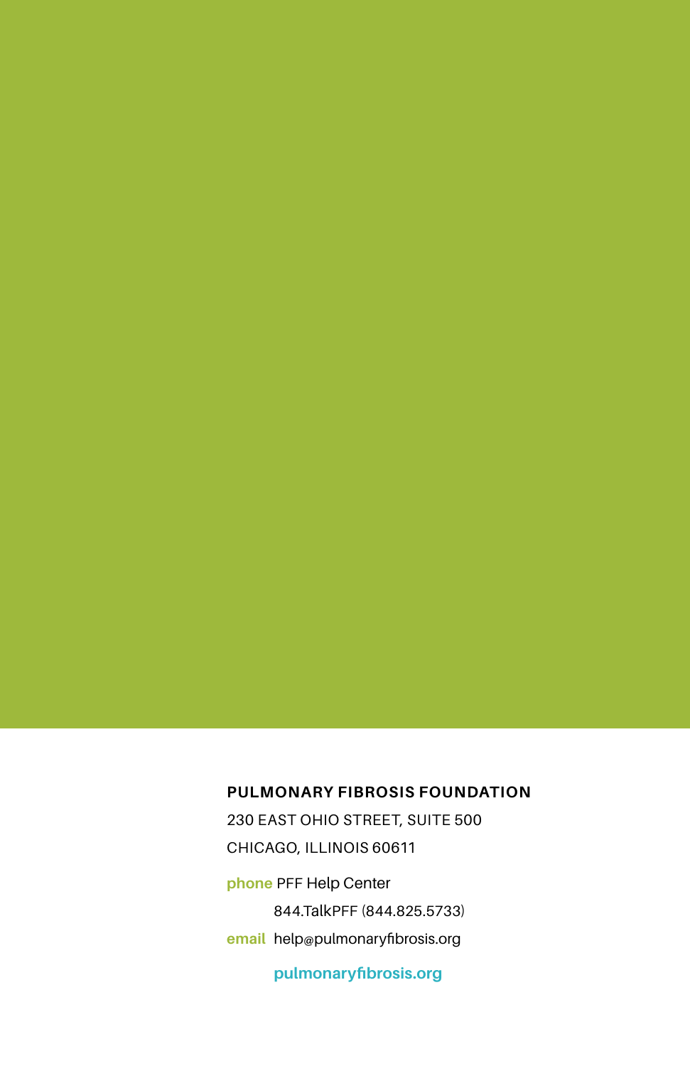**PULMONARY FIBROSIS FOUNDATION**

230 EAST OHIO STREET, SUITE 500

CHICAGO, ILLINOIS 60611

**phone** PFF Help Center

844.TalkPFF (844.825.5733)

**email** help@pulmonaryfibrosis.org

**pulmonaryfibrosis.org**